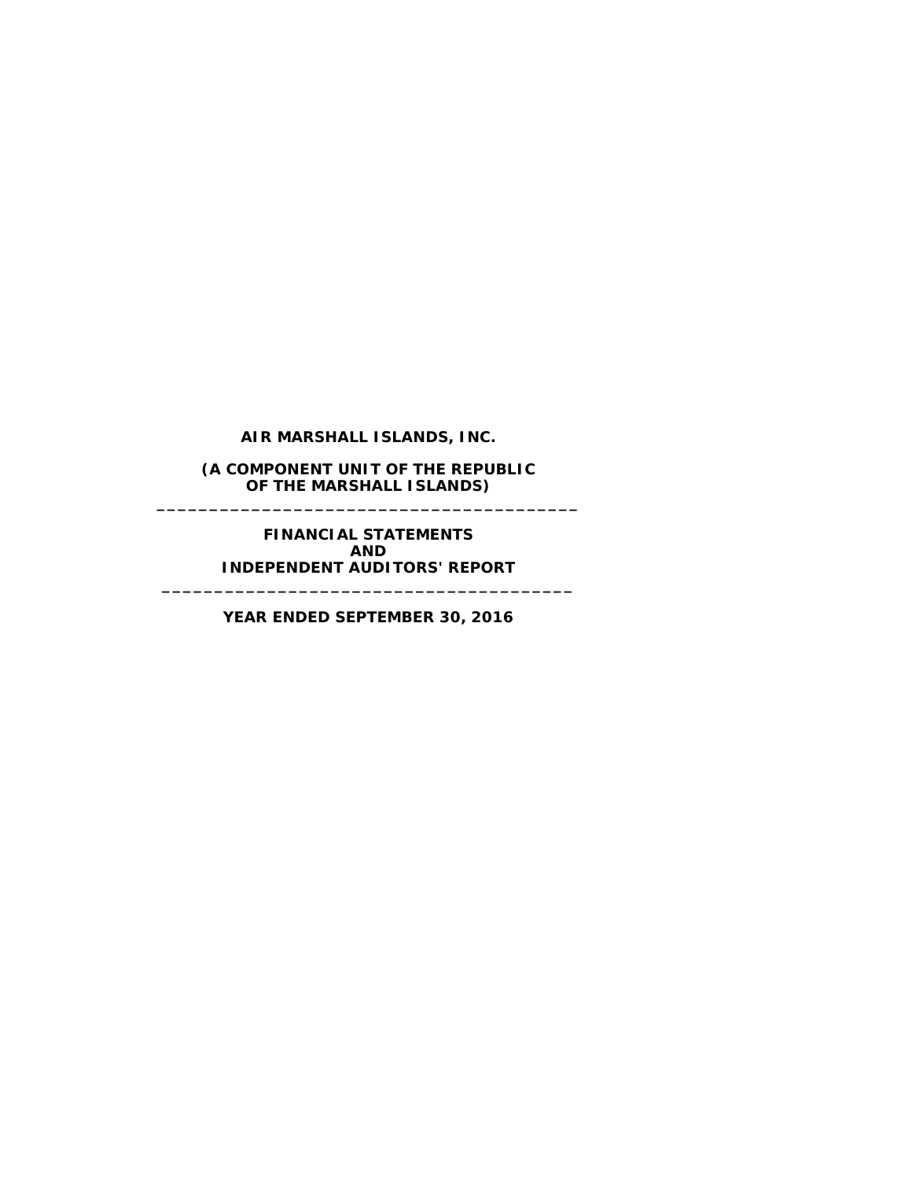# AIR MARSHALL ISLANDS, INC.

**(A COMPONENT UNIT OF THE REPUBLIC OF THE MARSHALL ISLANDS)**

---

**FINANCIAL STATEMENTS AND INDEPENDENT AUDITORS' REPORT**

---

**YEAR ENDED SEPTEMBER 30, 2016**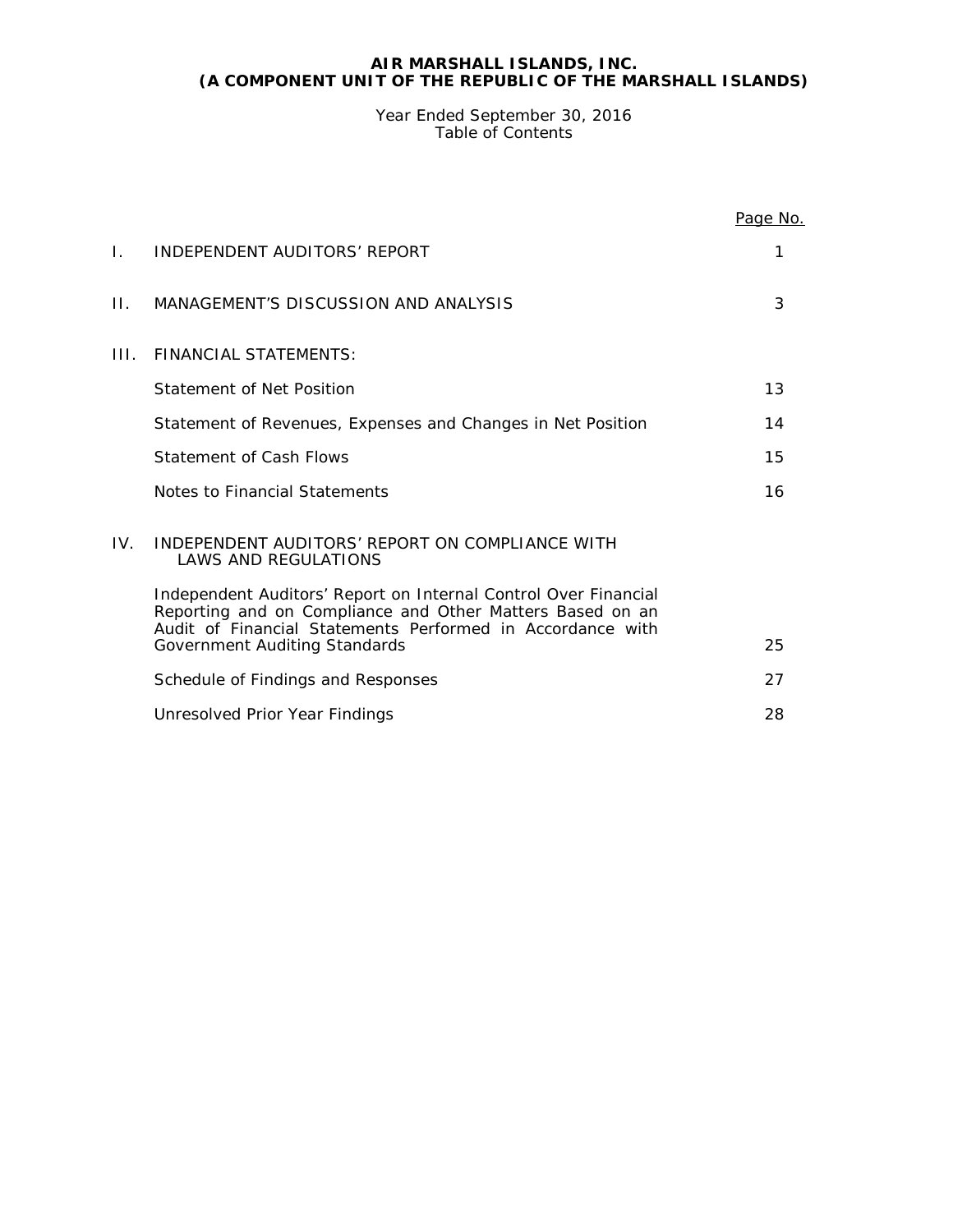**AIR MARSHALL ISLANDS, INC.**
**(A COMPONENT UNIT OF THE REPUBLIC OF THE MARSHALL ISLANDS)**

Year Ended September 30, 2016
Table of Contents

| | | Page No. |
|---|---|---|
| I. | INDEPENDENT AUDITORS' REPORT | 1 |
| II. | MANAGEMENT'S DISCUSSION AND ANALYSIS | 3 |
| III. | FINANCIAL STATEMENTS: | |
| | Statement of Net Position | 13 |
| | Statement of Revenues, Expenses and Changes in Net Position | 14 |
| | Statement of Cash Flows | 15 |
| | Notes to Financial Statements | 16 |
| IV. | INDEPENDENT AUDITORS' REPORT ON COMPLIANCE WITH LAWS AND REGULATIONS | |
| | Independent Auditors' Report on Internal Control Over Financial Reporting and on Compliance and Other Matters Based on an Audit of Financial Statements Performed in Accordance with Government Auditing Standards | 25 |
| | Schedule of Findings and Responses | 27 |
| | Unresolved Prior Year Findings | 28 |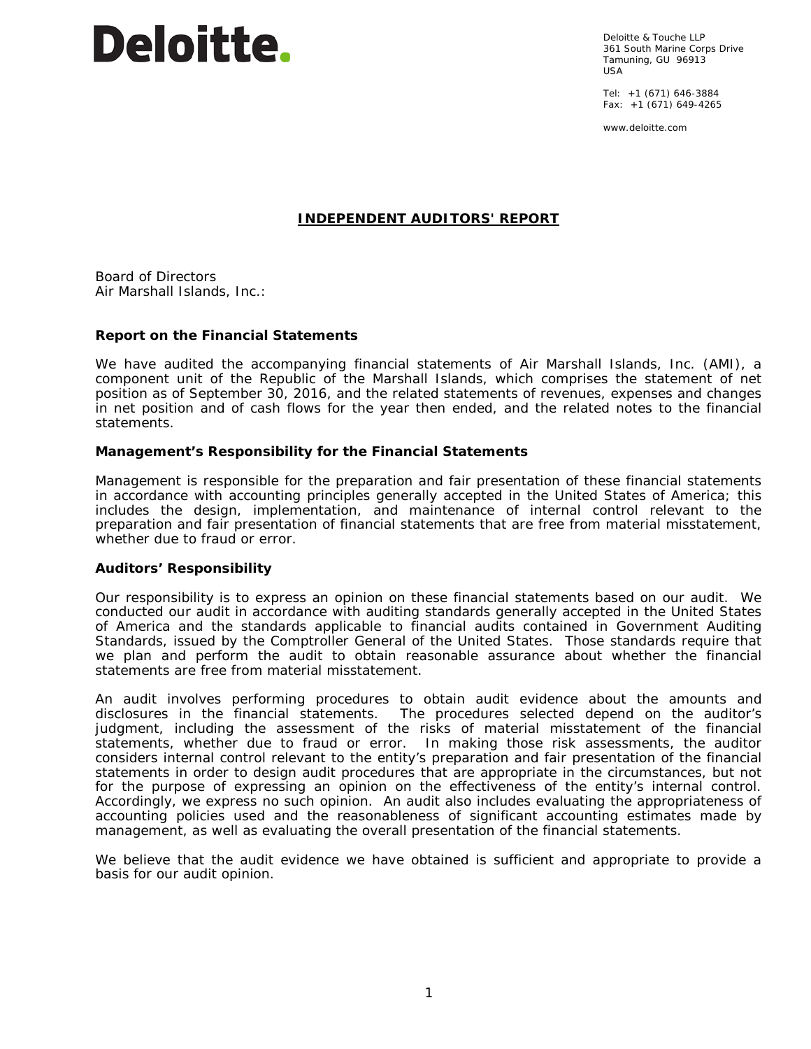**Deloitte.**

Deloitte & Touche LLP
361 South Marine Corps Drive
Tamuning, GU 96913
USA

Tel: +1 (671) 646-3884
Fax: +1 (671) 649-4265

www.deloitte.com

# INDEPENDENT AUDITORS' REPORT

Board of Directors
Air Marshall Islands, Inc.:

## Report on the Financial Statements

We have audited the accompanying financial statements of Air Marshall Islands, Inc. (AMI), a component unit of the Republic of the Marshall Islands, which comprises the statement of net position as of September 30, 2016, and the related statements of revenues, expenses and changes in net position and of cash flows for the year then ended, and the related notes to the financial statements.

## Management's Responsibility for the Financial Statements

Management is responsible for the preparation and fair presentation of these financial statements in accordance with accounting principles generally accepted in the United States of America; this includes the design, implementation, and maintenance of internal control relevant to the preparation and fair presentation of financial statements that are free from material misstatement, whether due to fraud or error.

## Auditors' Responsibility

Our responsibility is to express an opinion on these financial statements based on our audit. We conducted our audit in accordance with auditing standards generally accepted in the United States of America and the standards applicable to financial audits contained in Government Auditing Standards, issued by the Comptroller General of the United States. Those standards require that we plan and perform the audit to obtain reasonable assurance about whether the financial statements are free from material misstatement.

An audit involves performing procedures to obtain audit evidence about the amounts and disclosures in the financial statements. The procedures selected depend on the auditor's judgment, including the assessment of the risks of material misstatement of the financial statements, whether due to fraud or error. In making those risk assessments, the auditor considers internal control relevant to the entity's preparation and fair presentation of the financial statements in order to design audit procedures that are appropriate in the circumstances, but not for the purpose of expressing an opinion on the effectiveness of the entity's internal control. Accordingly, we express no such opinion. An audit also includes evaluating the appropriateness of accounting policies used and the reasonableness of significant accounting estimates made by management, as well as evaluating the overall presentation of the financial statements.

We believe that the audit evidence we have obtained is sufficient and appropriate to provide a basis for our audit opinion.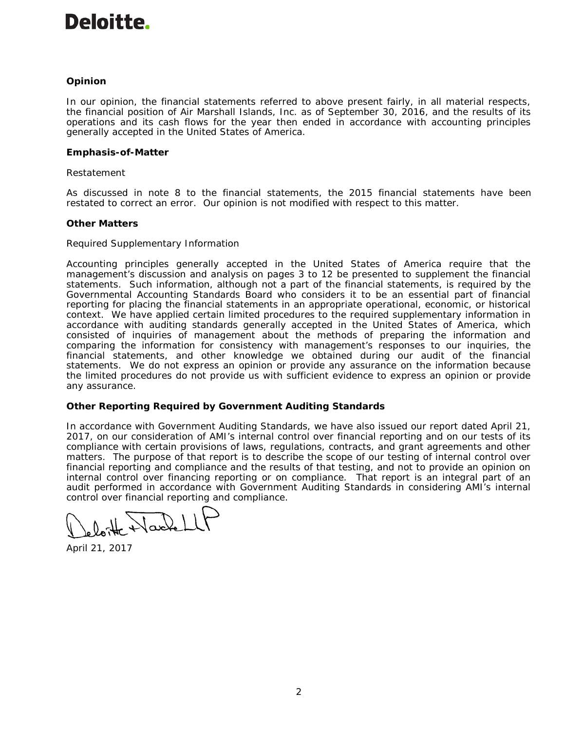**Deloitte.**

**Opinion**

In our opinion, the financial statements referred to above present fairly, in all material respects, the financial position of Air Marshall Islands, Inc. as of September 30, 2016, and the results of its operations and its cash flows for the year then ended in accordance with accounting principles generally accepted in the United States of America.

**Emphasis-of-Matter**

Restatement

As discussed in note 8 to the financial statements, the 2015 financial statements have been restated to correct an error. Our opinion is not modified with respect to this matter.

**Other Matters**

Required Supplementary Information

Accounting principles generally accepted in the United States of America require that the management's discussion and analysis on pages 3 to 12 be presented to supplement the financial statements. Such information, although not a part of the financial statements, is required by the Governmental Accounting Standards Board who considers it to be an essential part of financial reporting for placing the financial statements in an appropriate operational, economic, or historical context. We have applied certain limited procedures to the required supplementary information in accordance with auditing standards generally accepted in the United States of America, which consisted of inquiries of management about the methods of preparing the information and comparing the information for consistency with management's responses to our inquiries, the financial statements, and other knowledge we obtained during our audit of the financial statements. We do not express an opinion or provide any assurance on the information because the limited procedures do not provide us with sufficient evidence to express an opinion or provide any assurance.

**Other Reporting Required by Government Auditing Standards**

In accordance with Government Auditing Standards, we have also issued our report dated April 21, 2017, on our consideration of AMI's internal control over financial reporting and on our tests of its compliance with certain provisions of laws, regulations, contracts, and grant agreements and other matters. The purpose of that report is to describe the scope of our testing of internal control over financial reporting and compliance and the results of that testing, and not to provide an opinion on internal control over financing reporting or on compliance. That report is an integral part of an audit performed in accordance with Government Auditing Standards in considering AMI's internal control over financial reporting and compliance.

Deloitte & Touche LLP

April 21, 2017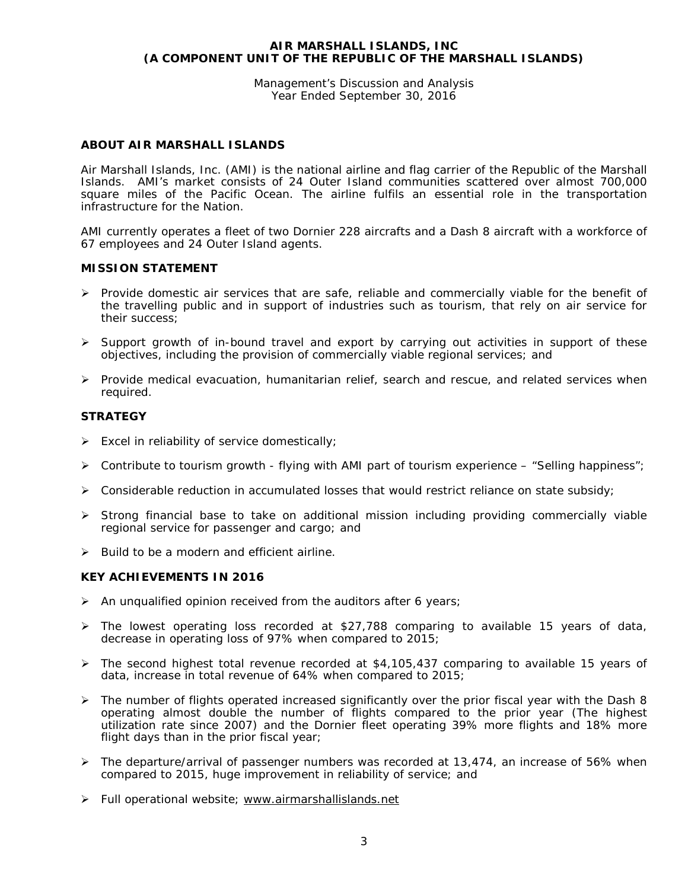**AIR MARSHALL ISLANDS, INC**
**(A COMPONENT UNIT OF THE REPUBLIC OF THE MARSHALL ISLANDS)**

Management's Discussion and Analysis
Year Ended September 30, 2016

## ABOUT AIR MARSHALL ISLANDS

Air Marshall Islands, Inc. (AMI) is the national airline and flag carrier of the Republic of the Marshall Islands. AMI's market consists of 24 Outer Island communities scattered over almost 700,000 square miles of the Pacific Ocean. The airline fulfils an essential role in the transportation infrastructure for the Nation.

AMI currently operates a fleet of two Dornier 228 aircrafts and a Dash 8 aircraft with a workforce of 67 employees and 24 Outer Island agents.

## MISSION STATEMENT

- Provide domestic air services that are safe, reliable and commercially viable for the benefit of the travelling public and in support of industries such as tourism, that rely on air service for their success;
- Support growth of in-bound travel and export by carrying out activities in support of these objectives, including the provision of commercially viable regional services; and
- Provide medical evacuation, humanitarian relief, search and rescue, and related services when required.

## STRATEGY

- Excel in reliability of service domestically;
- Contribute to tourism growth - flying with AMI part of tourism experience – "Selling happiness";
- Considerable reduction in accumulated losses that would restrict reliance on state subsidy;
- Strong financial base to take on additional mission including providing commercially viable regional service for passenger and cargo; and
- Build to be a modern and efficient airline.

## KEY ACHIEVEMENTS IN 2016

- An unqualified opinion received from the auditors after 6 years;
- The lowest operating loss recorded at $27,788 comparing to available 15 years of data, decrease in operating loss of 97% when compared to 2015;
- The second highest total revenue recorded at $4,105,437 comparing to available 15 years of data, increase in total revenue of 64% when compared to 2015;
- The number of flights operated increased significantly over the prior fiscal year with the Dash 8 operating almost double the number of flights compared to the prior year (The highest utilization rate since 2007) and the Dornier fleet operating 39% more flights and 18% more flight days than in the prior fiscal year;
- The departure/arrival of passenger numbers was recorded at 13,474, an increase of 56% when compared to 2015, huge improvement in reliability of service; and
- Full operational website; www.airmarshallislands.net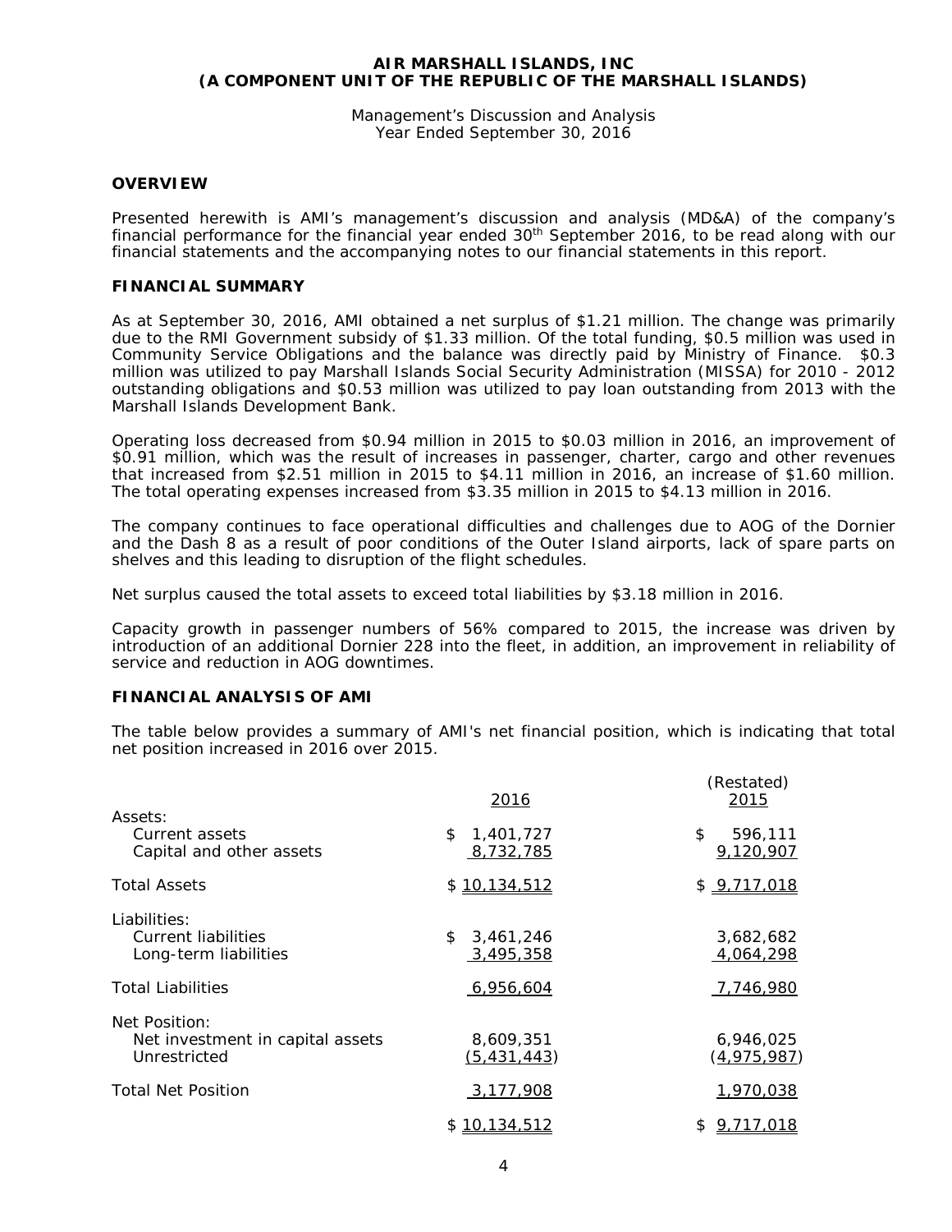**AIR MARSHALL ISLANDS, INC**
**(A COMPONENT UNIT OF THE REPUBLIC OF THE MARSHALL ISLANDS)**

Management's Discussion and Analysis
Year Ended September 30, 2016

## OVERVIEW

Presented herewith is AMI's management's discussion and analysis (MD&A) of the company's financial performance for the financial year ended 30th September 2016, to be read along with our financial statements and the accompanying notes to our financial statements in this report.

## FINANCIAL SUMMARY

As at September 30, 2016, AMI obtained a net surplus of $1.21 million. The change was primarily due to the RMI Government subsidy of $1.33 million. Of the total funding, $0.5 million was used in Community Service Obligations and the balance was directly paid by Ministry of Finance. $0.3 million was utilized to pay Marshall Islands Social Security Administration (MISSA) for 2010 - 2012 outstanding obligations and $0.53 million was utilized to pay loan outstanding from 2013 with the Marshall Islands Development Bank.

Operating loss decreased from $0.94 million in 2015 to $0.03 million in 2016, an improvement of $0.91 million, which was the result of increases in passenger, charter, cargo and other revenues that increased from $2.51 million in 2015 to $4.11 million in 2016, an increase of $1.60 million. The total operating expenses increased from $3.35 million in 2015 to $4.13 million in 2016.

The company continues to face operational difficulties and challenges due to AOG of the Dornier and the Dash 8 as a result of poor conditions of the Outer Island airports, lack of spare parts on shelves and this leading to disruption of the flight schedules.

Net surplus caused the total assets to exceed total liabilities by $3.18 million in 2016.

Capacity growth in passenger numbers of 56% compared to 2015, the increase was driven by introduction of an additional Dornier 228 into the fleet, in addition, an improvement in reliability of service and reduction in AOG downtimes.

## FINANCIAL ANALYSIS OF AMI

The table below provides a summary of AMI's net financial position, which is indicating that total net position increased in 2016 over 2015.

| | 2016 | (Restated) 2015 |
|---|---|---|
| Assets: | | |
| Current assets | $ 1,401,727 | $ 596,111 |
| Capital and other assets | 8,732,785 | 9,120,907 |
| Total Assets | $ 10,134,512 | $ 9,717,018 |
| Liabilities: | | |
| Current liabilities | $ 3,461,246 | 3,682,682 |
| Long-term liabilities | 3,495,358 | 4,064,298 |
| Total Liabilities | 6,956,604 | 7,746,980 |
| Net Position: | | |
| Net investment in capital assets | 8,609,351 | 6,946,025 |
| Unrestricted | (5,431,443) | (4,975,987) |
| Total Net Position | 3,177,908 | 1,970,038 |
| | $ 10,134,512 | $ 9,717,018 |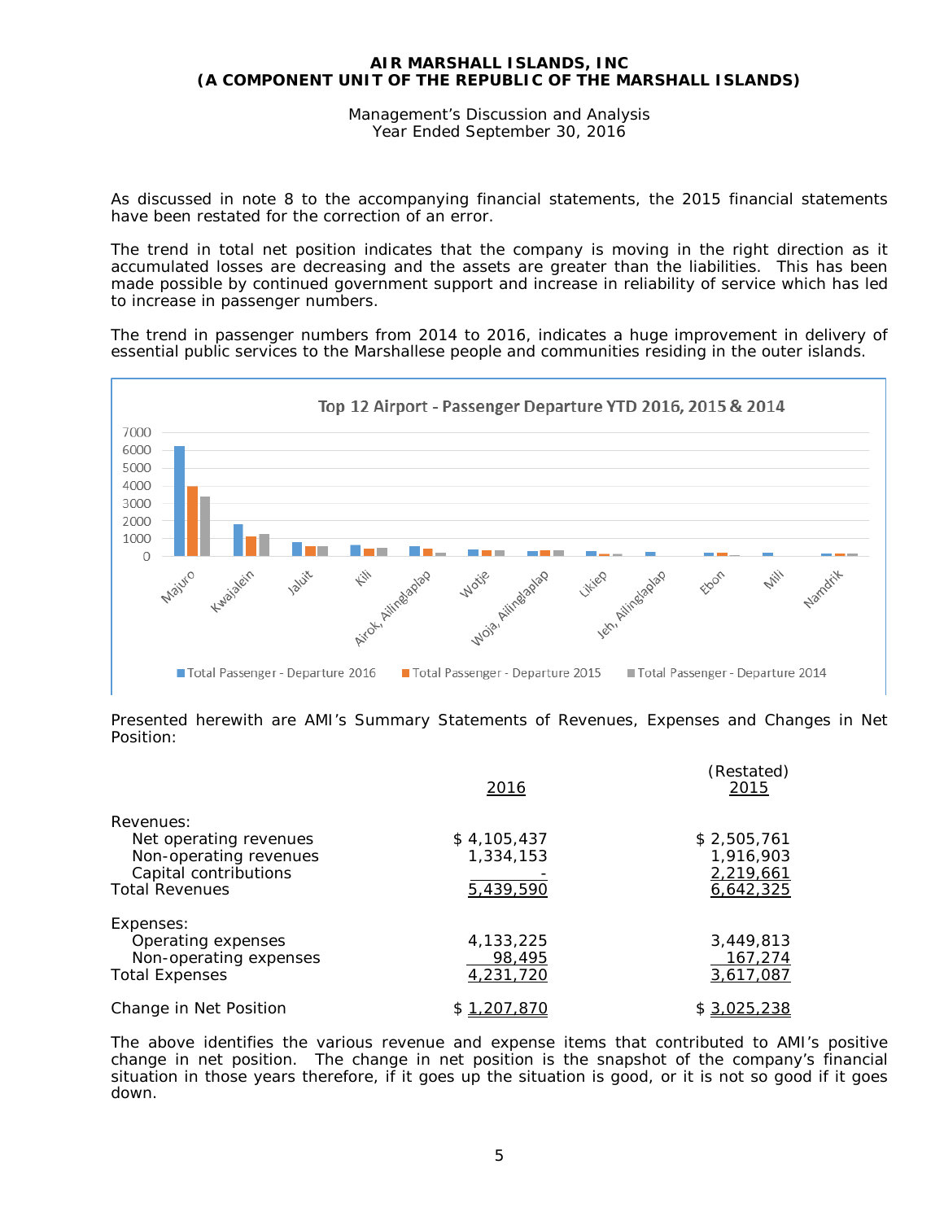**AIR MARSHALL ISLANDS, INC**
**(A COMPONENT UNIT OF THE REPUBLIC OF THE MARSHALL ISLANDS)**

Management's Discussion and Analysis
Year Ended September 30, 2016

As discussed in note 8 to the accompanying financial statements, the 2015 financial statements have been restated for the correction of an error.

The trend in total net position indicates that the company is moving in the right direction as it accumulated losses are decreasing and the assets are greater than the liabilities. This has been made possible by continued government support and increase in reliability of service which has led to increase in passenger numbers.

The trend in passenger numbers from 2014 to 2016, indicates a huge improvement in delivery of essential public services to the Marshallese people and communities residing in the outer islands.

Top 12 Airport - Passenger Departure YTD 2016, 2015 & 2014

Presented herewith are AMI's Summary Statements of Revenues, Expenses and Changes in Net Position:

| | 2016 | (Restated) 2015 |
|---|---|---|
| Revenues: | | |
| Net operating revenues | $ 4,105,437 | $ 2,505,761 |
| Non-operating revenues | 1,334,153 | 1,916,903 |
| Capital contributions | - | 2,219,661 |
| Total Revenues | 5,439,590 | 6,642,325 |
| Expenses: | | |
| Operating expenses | 4,133,225 | 3,449,813 |
| Non-operating expenses | 98,495 | 167,274 |
| Total Expenses | 4,231,720 | 3,617,087 |
| Change in Net Position | $ 1,207,870 | $ 3,025,238 |

The above identifies the various revenue and expense items that contributed to AMI's positive change in net position. The change in net position is the snapshot of the company's financial situation in those years therefore, if it goes up the situation is good, or it is not so good if it goes down.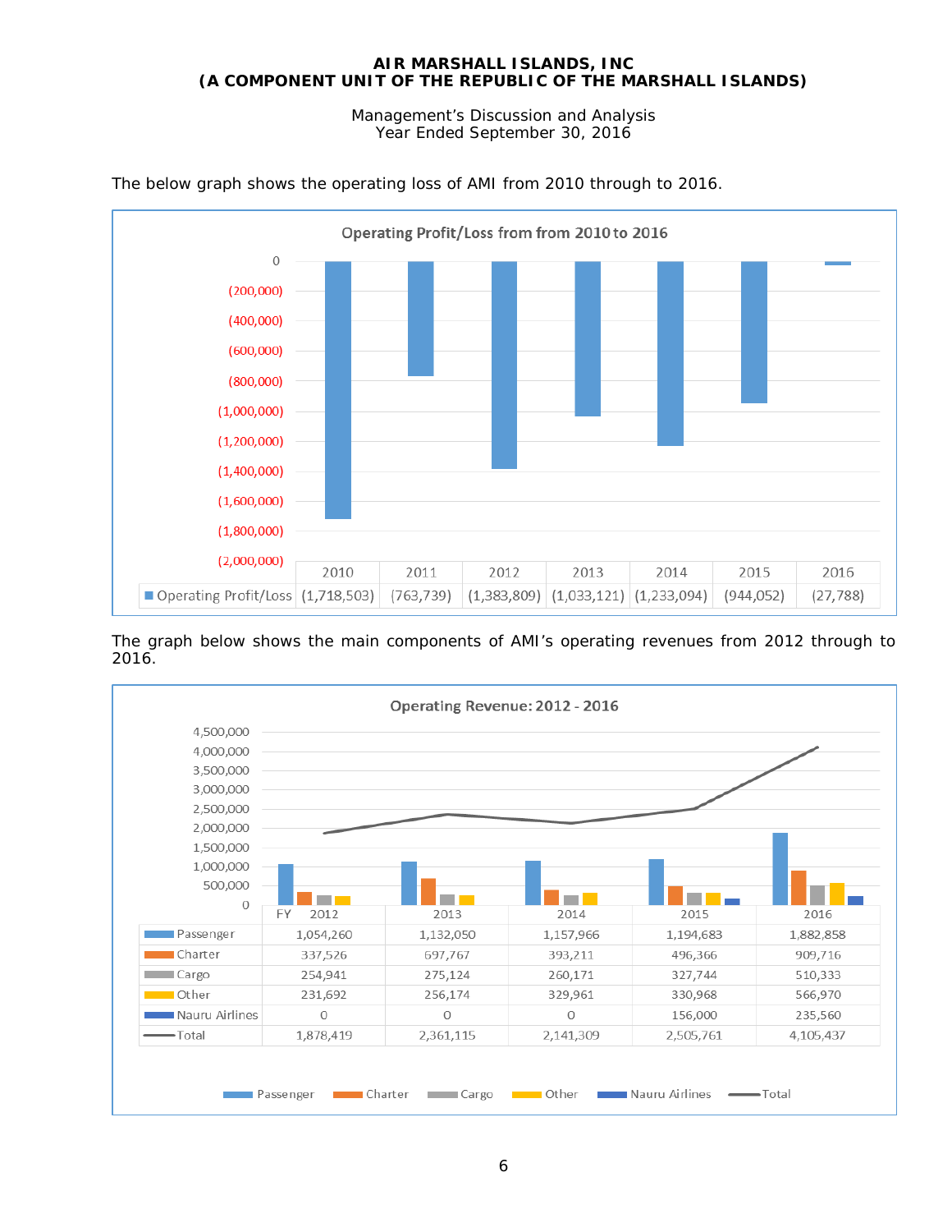The below graph shows the operating loss of AMI from 2010 through to 2016.

**Operating Profit/Loss from from 2010 to 2016**

| | 2010 | 2011 | 2012 | 2013 | 2014 | 2015 | 2016 |
|---|---|---|---|---|---|---|---|
| Operating Profit/Loss | (1,718,503) | (763,739) | (1,383,809) | (1,033,121) | (1,233,094) | (944,052) | (27,788) |

The graph below shows the main components of AMI's operating revenues from 2012 through to 2016.

**Operating Revenue: 2012 - 2016**

| | FY 2012 | 2013 | 2014 | 2015 | 2016 |
|---|---|---|---|---|---|
| Passenger | 1,054,260 | 1,132,050 | 1,157,966 | 1,194,683 | 1,882,858 |
| Charter | 337,526 | 697,767 | 393,211 | 496,366 | 909,716 |
| Cargo | 254,941 | 275,124 | 260,171 | 327,744 | 510,333 |
| Other | 231,692 | 256,174 | 329,961 | 330,968 | 566,970 |
| Nauru Airlines | 0 | 0 | 0 | 156,000 | 235,560 |
| Total | 1,878,419 | 2,361,115 | 2,141,309 | 2,505,761 | 4,105,437 |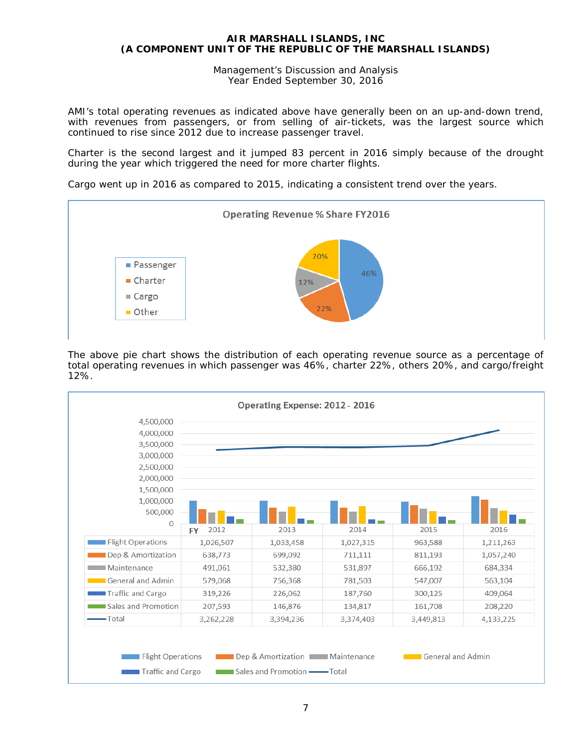AMI's total operating revenues as indicated above have generally been on an up-and-down trend, with revenues from passengers, or from selling of air-tickets, was the largest source which continued to rise since 2012 due to increase passenger travel.

Charter is the second largest and it jumped 83 percent in 2016 simply because of the drought during the year which triggered the need for more charter flights.

Cargo went up in 2016 as compared to 2015, indicating a consistent trend over the years.

**Operating Revenue % Share FY2016**

| Source | Share |
|---|---|
| Passenger | 46% |
| Charter | 22% |
| Cargo | 12% |
| Other | 20% |

The above pie chart shows the distribution of each operating revenue source as a percentage of total operating revenues in which passenger was 46%, charter 22%, others 20%, and cargo/freight 12%.

**Operating Expense: 2012 - 2016**

| FY | 2012 | 2013 | 2014 | 2015 | 2016 |
|---|---|---|---|---|---|
| Flight Operations | 1,026,507 | 1,033,458 | 1,027,315 | 963,588 | 1,211,263 |
| Dep & Amortization | 638,773 | 699,092 | 711,111 | 811,193 | 1,057,240 |
| Maintenance | 491,061 | 532,380 | 531,897 | 666,192 | 684,334 |
| General and Admin | 579,068 | 756,368 | 781,503 | 547,007 | 563,104 |
| Traffic and Cargo | 319,226 | 226,062 | 187,760 | 300,125 | 409,064 |
| Sales and Promotion | 207,593 | 146,876 | 134,817 | 161,708 | 208,220 |
| Total | 3,262,228 | 3,394,236 | 3,374,403 | 3,449,813 | 4,133,225 |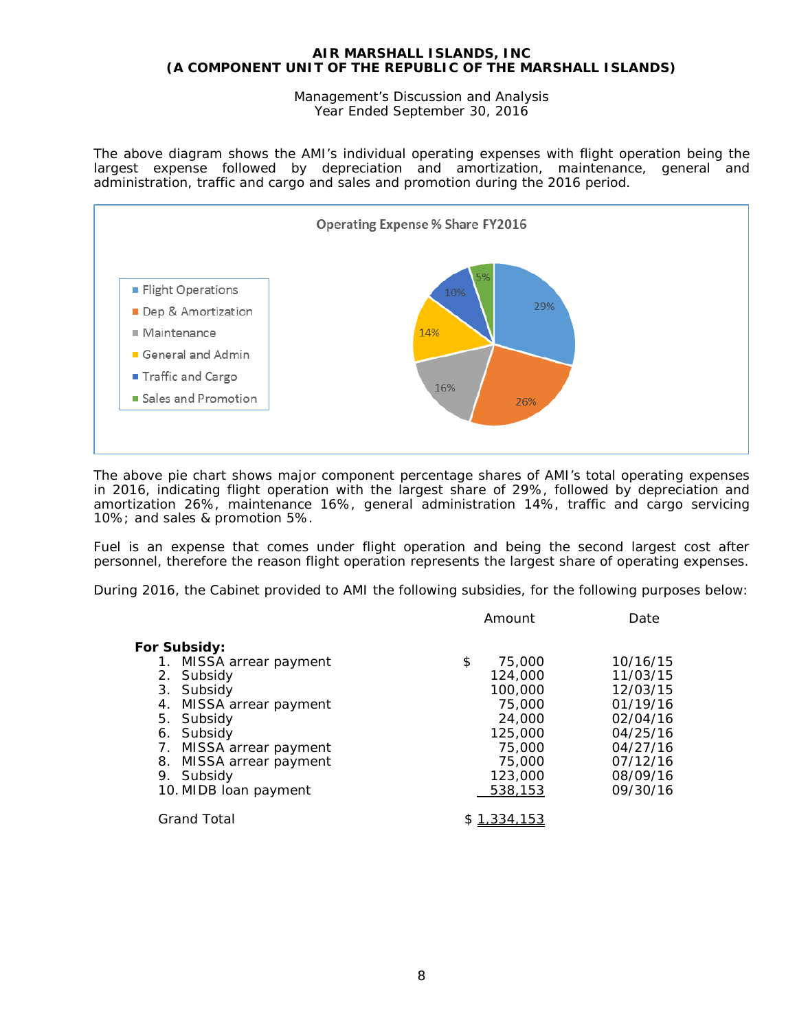**AIR MARSHALL ISLANDS, INC**
**(A COMPONENT UNIT OF THE REPUBLIC OF THE MARSHALL ISLANDS)**

Management's Discussion and Analysis
Year Ended September 30, 2016

The above diagram shows the AMI's individual operating expenses with flight operation being the largest expense followed by depreciation and amortization, maintenance, general and administration, traffic and cargo and sales and promotion during the 2016 period.

Operating Expense % Share FY2016

- Flight Operations: 29%
- Dep & Amortization: 26%
- Maintenance: 16%
- General and Admin: 14%
- Traffic and Cargo: 10%
- Sales and Promotion: 5%

The above pie chart shows major component percentage shares of AMI's total operating expenses in 2016, indicating flight operation with the largest share of 29%, followed by depreciation and amortization 26%, maintenance 16%, general administration 14%, traffic and cargo servicing 10%; and sales & promotion 5%.

Fuel is an expense that comes under flight operation and being the second largest cost after personnel, therefore the reason flight operation represents the largest share of operating expenses.

During 2016, the Cabinet provided to AMI the following subsidies, for the following purposes below:

| | Amount | Date |
|---|---|---|
| **For Subsidy:** | | |
| 1. MISSA arrear payment | $ 75,000 | 10/16/15 |
| 2. Subsidy | 124,000 | 11/03/15 |
| 3. Subsidy | 100,000 | 12/03/15 |
| 4. MISSA arrear payment | 75,000 | 01/19/16 |
| 5. Subsidy | 24,000 | 02/04/16 |
| 6. Subsidy | 125,000 | 04/25/16 |
| 7. MISSA arrear payment | 75,000 | 04/27/16 |
| 8. MISSA arrear payment | 75,000 | 07/12/16 |
| 9. Subsidy | 123,000 | 08/09/16 |
| 10. MIDB loan payment | 538,153 | 09/30/16 |
| Grand Total | $ 1,334,153 | |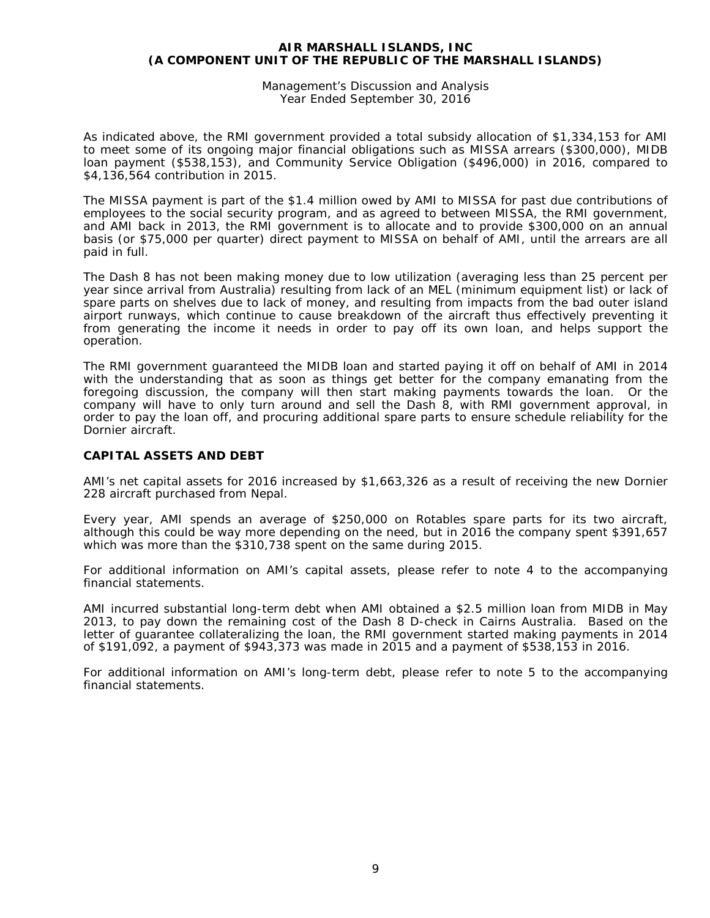As indicated above, the RMI government provided a total subsidy allocation of $1,334,153 for AMI to meet some of its ongoing major financial obligations such as MISSA arrears ($300,000), MIDB loan payment ($538,153), and Community Service Obligation ($496,000) in 2016, compared to $4,136,564 contribution in 2015.

The MISSA payment is part of the $1.4 million owed by AMI to MISSA for past due contributions of employees to the social security program, and as agreed to between MISSA, the RMI government, and AMI back in 2013, the RMI government is to allocate and to provide $300,000 on an annual basis (or $75,000 per quarter) direct payment to MISSA on behalf of AMI, until the arrears are all paid in full.

The Dash 8 has not been making money due to low utilization (averaging less than 25 percent per year since arrival from Australia) resulting from lack of an MEL (minimum equipment list) or lack of spare parts on shelves due to lack of money, and resulting from impacts from the bad outer island airport runways, which continue to cause breakdown of the aircraft thus effectively preventing it from generating the income it needs in order to pay off its own loan, and helps support the operation.

The RMI government guaranteed the MIDB loan and started paying it off on behalf of AMI in 2014 with the understanding that as soon as things get better for the company emanating from the foregoing discussion, the company will then start making payments towards the loan. Or the company will have to only turn around and sell the Dash 8, with RMI government approval, in order to pay the loan off, and procuring additional spare parts to ensure schedule reliability for the Dornier aircraft.

## CAPITAL ASSETS AND DEBT

AMI's net capital assets for 2016 increased by $1,663,326 as a result of receiving the new Dornier 228 aircraft purchased from Nepal.

Every year, AMI spends an average of $250,000 on Rotables spare parts for its two aircraft, although this could be way more depending on the need, but in 2016 the company spent $391,657 which was more than the $310,738 spent on the same during 2015.

For additional information on AMI's capital assets, please refer to note 4 to the accompanying financial statements.

AMI incurred substantial long-term debt when AMI obtained a $2.5 million loan from MIDB in May 2013, to pay down the remaining cost of the Dash 8 D-check in Cairns Australia. Based on the letter of guarantee collateralizing the loan, the RMI government started making payments in 2014 of $191,092, a payment of $943,373 was made in 2015 and a payment of $538,153 in 2016.

For additional information on AMI's long-term debt, please refer to note 5 to the accompanying financial statements.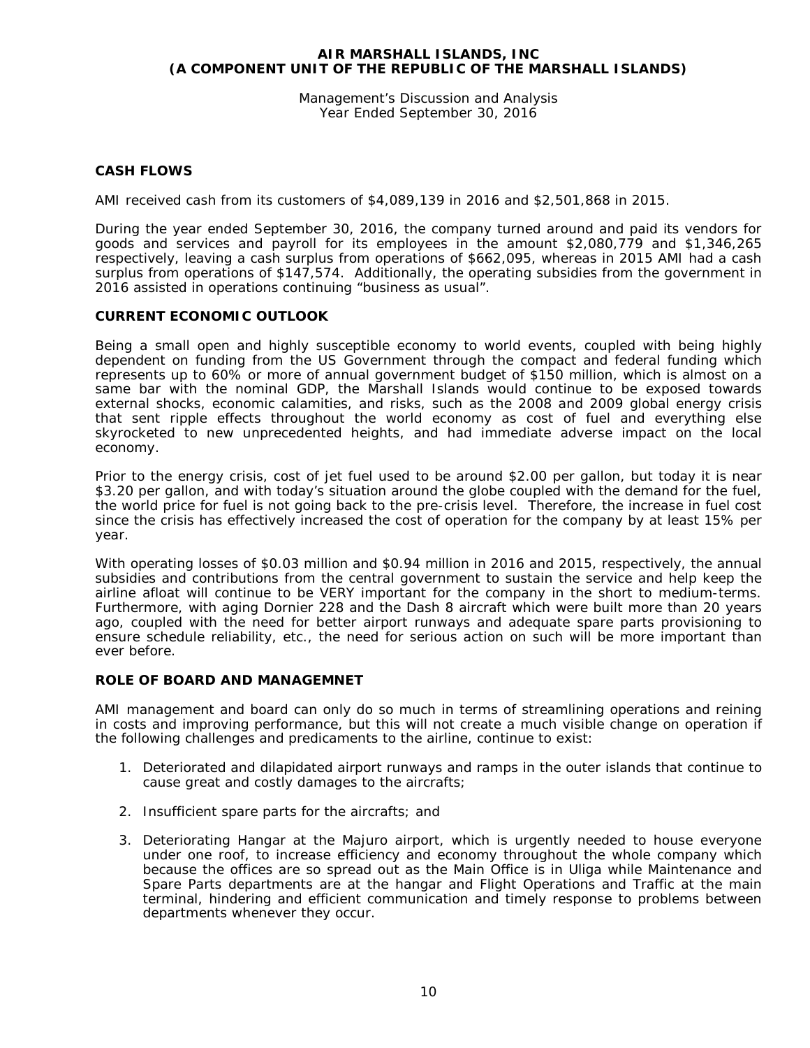## CASH FLOWS

AMI received cash from its customers of $4,089,139 in 2016 and $2,501,868 in 2015.

During the year ended September 30, 2016, the company turned around and paid its vendors for goods and services and payroll for its employees in the amount $2,080,779 and $1,346,265 respectively, leaving a cash surplus from operations of $662,095, whereas in 2015 AMI had a cash surplus from operations of $147,574. Additionally, the operating subsidies from the government in 2016 assisted in operations continuing "business as usual".

## CURRENT ECONOMIC OUTLOOK

Being a small open and highly susceptible economy to world events, coupled with being highly dependent on funding from the US Government through the compact and federal funding which represents up to 60% or more of annual government budget of $150 million, which is almost on a same bar with the nominal GDP, the Marshall Islands would continue to be exposed towards external shocks, economic calamities, and risks, such as the 2008 and 2009 global energy crisis that sent ripple effects throughout the world economy as cost of fuel and everything else skyrocketed to new unprecedented heights, and had immediate adverse impact on the local economy.

Prior to the energy crisis, cost of jet fuel used to be around $2.00 per gallon, but today it is near $3.20 per gallon, and with today's situation around the globe coupled with the demand for the fuel, the world price for fuel is not going back to the pre-crisis level. Therefore, the increase in fuel cost since the crisis has effectively increased the cost of operation for the company by at least 15% per year.

With operating losses of $0.03 million and $0.94 million in 2016 and 2015, respectively, the annual subsidies and contributions from the central government to sustain the service and help keep the airline afloat will continue to be VERY important for the company in the short to medium-terms. Furthermore, with aging Dornier 228 and the Dash 8 aircraft which were built more than 20 years ago, coupled with the need for better airport runways and adequate spare parts provisioning to ensure schedule reliability, etc., the need for serious action on such will be more important than ever before.

## ROLE OF BOARD AND MANAGEMNET

AMI management and board can only do so much in terms of streamlining operations and reining in costs and improving performance, but this will not create a much visible change on operation if the following challenges and predicaments to the airline, continue to exist:

1. Deteriorated and dilapidated airport runways and ramps in the outer islands that continue to cause great and costly damages to the aircrafts;

2. Insufficient spare parts for the aircrafts; and

3. Deteriorating Hangar at the Majuro airport, which is urgently needed to house everyone under one roof, to increase efficiency and economy throughout the whole company which because the offices are so spread out as the Main Office is in Uliga while Maintenance and Spare Parts departments are at the hangar and Flight Operations and Traffic at the main terminal, hindering and efficient communication and timely response to problems between departments whenever they occur.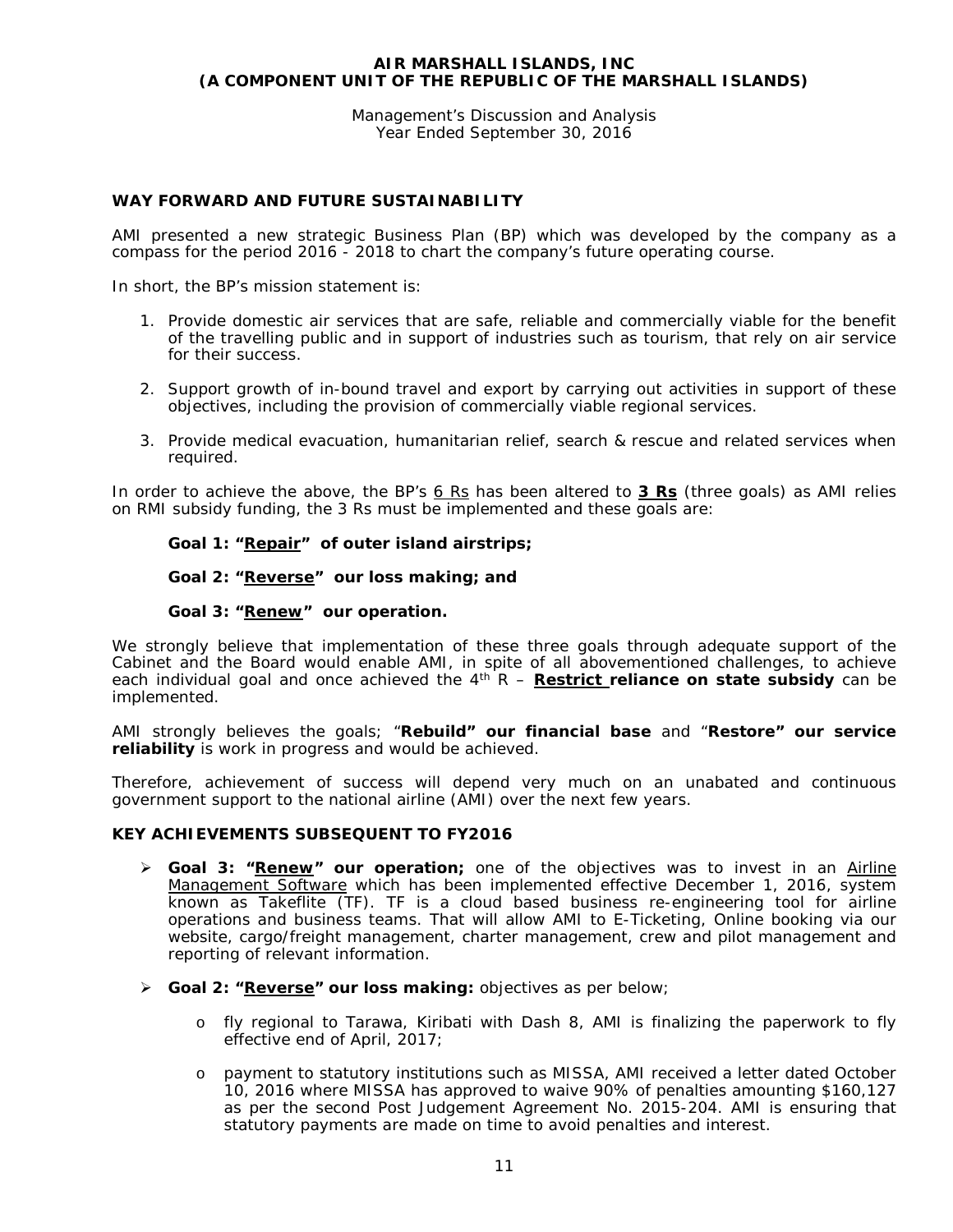## WAY FORWARD AND FUTURE SUSTAINABILITY

AMI presented a new strategic Business Plan (BP) which was developed by the company as a compass for the period 2016 - 2018 to chart the company's future operating course.

In short, the BP's mission statement is:

1. Provide domestic air services that are safe, reliable and commercially viable for the benefit of the travelling public and in support of industries such as tourism, that rely on air service for their success.
2. Support growth of in-bound travel and export by carrying out activities in support of these objectives, including the provision of commercially viable regional services.
3. Provide medical evacuation, humanitarian relief, search & rescue and related services when required.

In order to achieve the above, the BP's 6 Rs has been altered to **3 Rs** (three goals) as AMI relies on RMI subsidy funding, the 3 Rs must be implemented and these goals are:

**Goal 1: "Repair" of outer island airstrips;**

**Goal 2: "Reverse" our loss making; and**

**Goal 3: "Renew" our operation.**

We strongly believe that implementation of these three goals through adequate support of the Cabinet and the Board would enable AMI, in spite of all abovementioned challenges, to achieve each individual goal and once achieved the 4th R – **Restrict reliance on state subsidy** can be implemented.

AMI strongly believes the goals; "**Rebuild" our financial base** and "**Restore" our service reliability** is work in progress and would be achieved.

Therefore, achievement of success will depend very much on an unabated and continuous government support to the national airline (AMI) over the next few years.

## KEY ACHIEVEMENTS SUBSEQUENT TO FY2016

- **Goal 3: "Renew" our operation;** one of the objectives was to invest in an Airline Management Software which has been implemented effective December 1, 2016, system known as Takeflite (TF). TF is a cloud based business re-engineering tool for airline operations and business teams. That will allow AMI to E-Ticketing, Online booking via our website, cargo/freight management, charter management, crew and pilot management and reporting of relevant information.
- **Goal 2: "Reverse" our loss making:** objectives as per below;
  - fly regional to Tarawa, Kiribati with Dash 8, AMI is finalizing the paperwork to fly effective end of April, 2017;
  - payment to statutory institutions such as MISSA, AMI received a letter dated October 10, 2016 where MISSA has approved to waive 90% of penalties amounting $160,127 as per the second Post Judgement Agreement No. 2015-204. AMI is ensuring that statutory payments are made on time to avoid penalties and interest.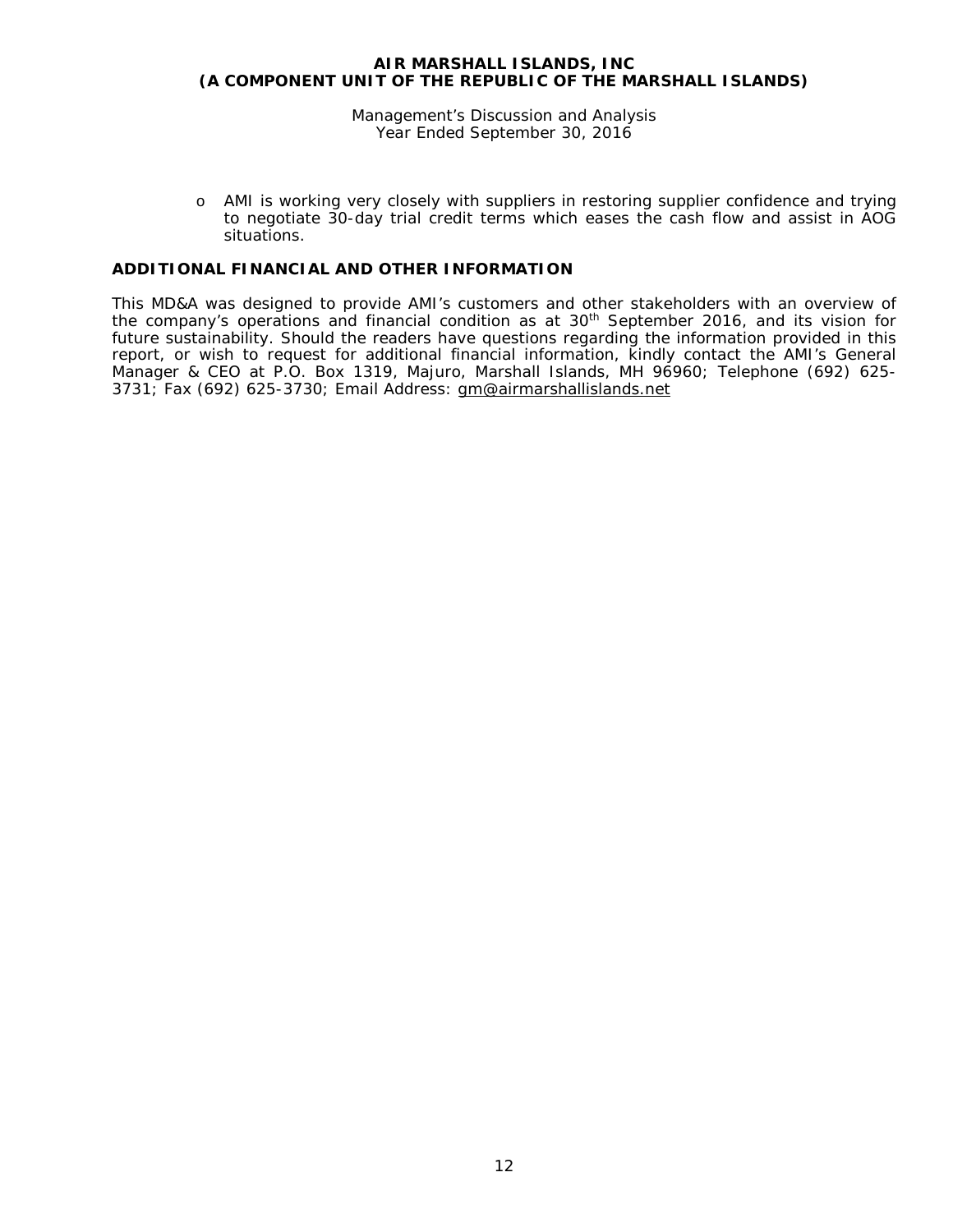- AMI is working very closely with suppliers in restoring supplier confidence and trying to negotiate 30-day trial credit terms which eases the cash flow and assist in AOG situations.

## ADDITIONAL FINANCIAL AND OTHER INFORMATION

This MD&A was designed to provide AMI's customers and other stakeholders with an overview of the company's operations and financial condition as at 30th September 2016, and its vision for future sustainability. Should the readers have questions regarding the information provided in this report, or wish to request for additional financial information, kindly contact the AMI's General Manager & CEO at P.O. Box 1319, Majuro, Marshall Islands, MH 96960; Telephone (692) 625-3731; Fax (692) 625-3730; Email Address: gm@airmarshallislands.net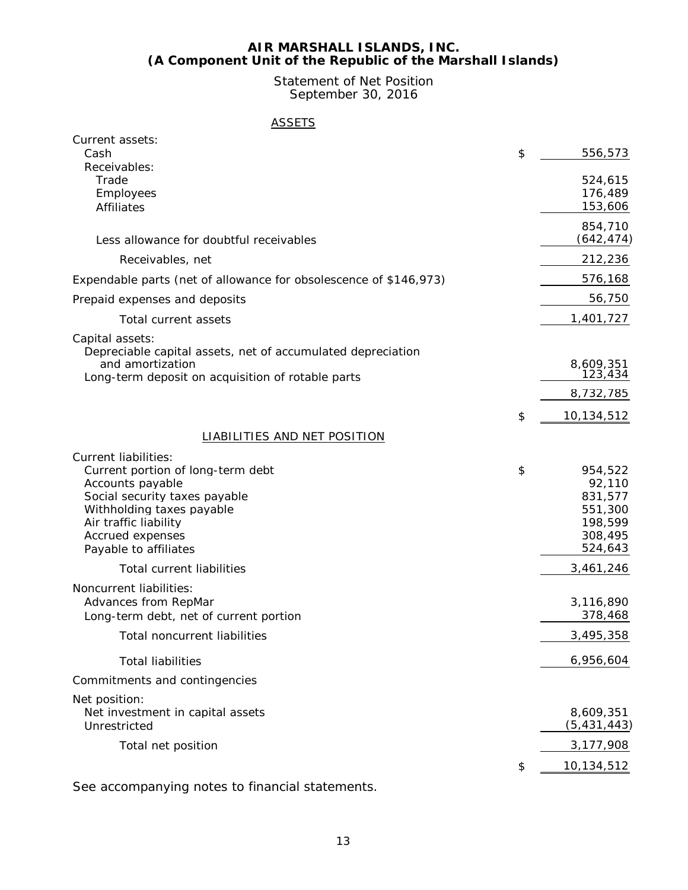# AIR MARSHALL ISLANDS, INC.
## (A Component Unit of the Republic of the Marshall Islands)

Statement of Net Position
September 30, 2016

**ASSETS**

| | |
|---|---|
| Current assets: | |
| Cash | $ 556,573 |
| Receivables: | |
| Trade | 524,615 |
| Employees | 176,489 |
| Affiliates | 153,606 |
| | 854,710 |
| Less allowance for doubtful receivables | (642,474) |
| Receivables, net | 212,236 |
| Expendable parts (net of allowance for obsolescence of $146,973) | 576,168 |
| Prepaid expenses and deposits | 56,750 |
| Total current assets | 1,401,727 |
| Capital assets: | |
| Depreciable capital assets, net of accumulated depreciation and amortization | 8,609,351 |
| Long-term deposit on acquisition of rotable parts | 123,434 |
| | 8,732,785 |
| | $ 10,134,512 |

**LIABILITIES AND NET POSITION**

| | |
|---|---|
| Current liabilities: | |
| Current portion of long-term debt | $ 954,522 |
| Accounts payable | 92,110 |
| Social security taxes payable | 831,577 |
| Withholding taxes payable | 551,300 |
| Air traffic liability | 198,599 |
| Accrued expenses | 308,495 |
| Payable to affiliates | 524,643 |
| Total current liabilities | 3,461,246 |
| Noncurrent liabilities: | |
| Advances from RepMar | 3,116,890 |
| Long-term debt, net of current portion | 378,468 |
| Total noncurrent liabilities | 3,495,358 |
| Total liabilities | 6,956,604 |
| Commitments and contingencies | |
| Net position: | |
| Net investment in capital assets | 8,609,351 |
| Unrestricted | (5,431,443) |
| Total net position | 3,177,908 |
| | $ 10,134,512 |

See accompanying notes to financial statements.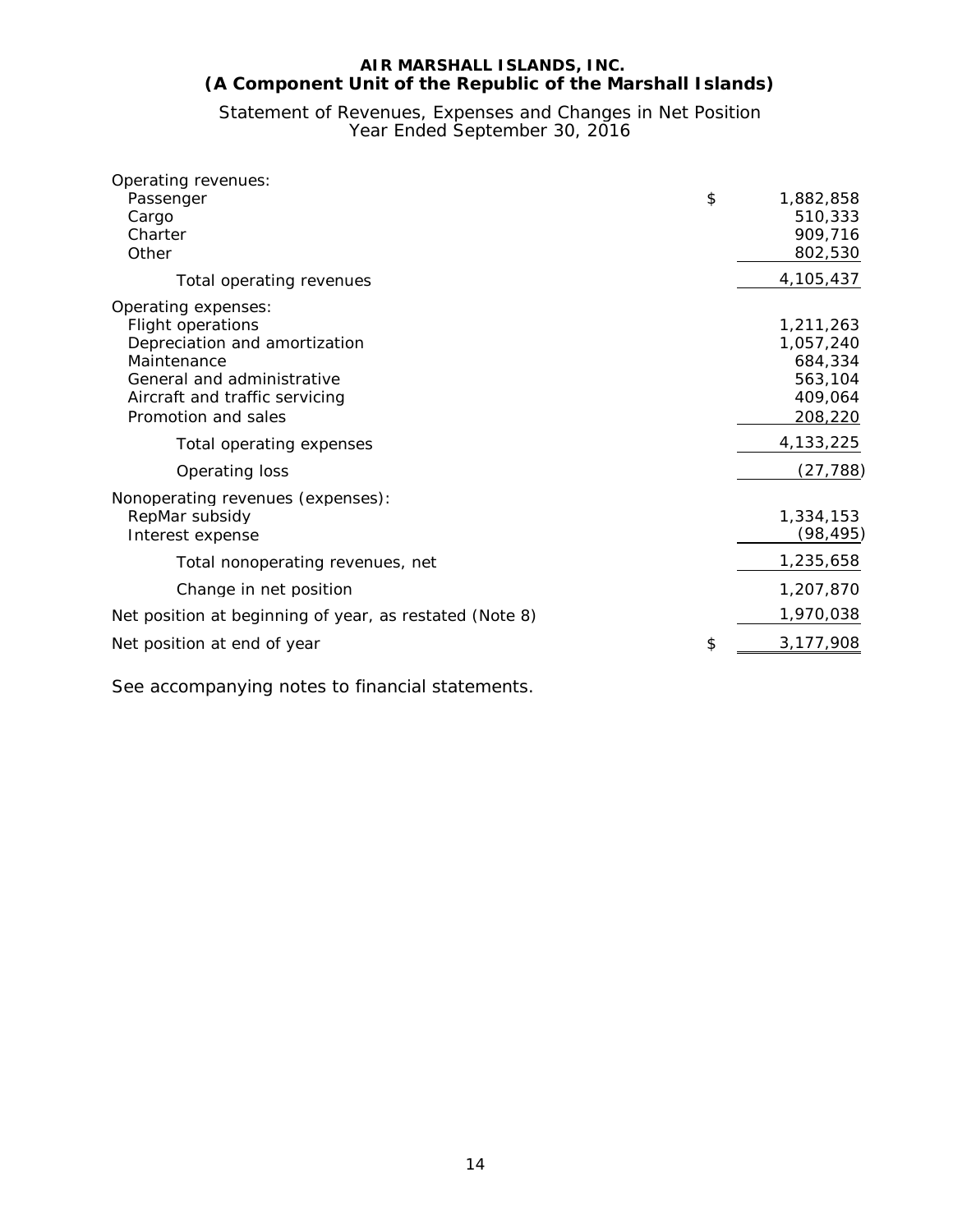**AIR MARSHALL ISLANDS, INC.**
**(A Component Unit of the Republic of the Marshall Islands)**

Statement of Revenues, Expenses and Changes in Net Position
Year Ended September 30, 2016

| | |
|---|---|
| Operating revenues: | |
| Passenger | $ 1,882,858 |
| Cargo | 510,333 |
| Charter | 909,716 |
| Other | 802,530 |
| Total operating revenues | 4,105,437 |
| Operating expenses: | |
| Flight operations | 1,211,263 |
| Depreciation and amortization | 1,057,240 |
| Maintenance | 684,334 |
| General and administrative | 563,104 |
| Aircraft and traffic servicing | 409,064 |
| Promotion and sales | 208,220 |
| Total operating expenses | 4,133,225 |
| Operating loss | (27,788) |
| Nonoperating revenues (expenses): | |
| RepMar subsidy | 1,334,153 |
| Interest expense | (98,495) |
| Total nonoperating revenues, net | 1,235,658 |
| Change in net position | 1,207,870 |
| Net position at beginning of year, as restated (Note 8) | 1,970,038 |
| Net position at end of year | $ 3,177,908 |

See accompanying notes to financial statements.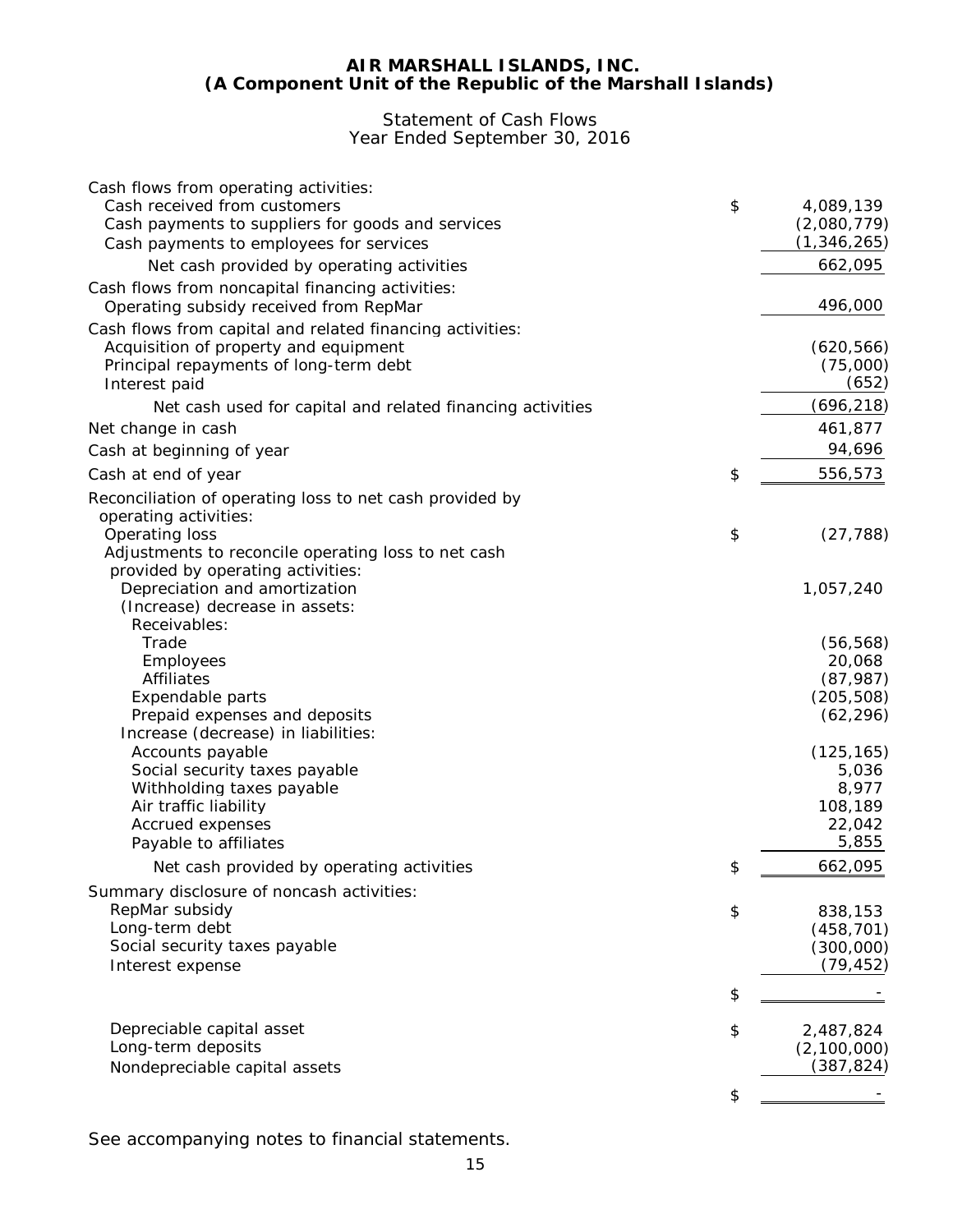**AIR MARSHALL ISLANDS, INC.**
**(A Component Unit of the Republic of the Marshall Islands)**

Statement of Cash Flows
Year Ended September 30, 2016

| | | |
|---|---|---|
| Cash flows from operating activities: | | |
| Cash received from customers | $ | 4,089,139 |
| Cash payments to suppliers for goods and services | | (2,080,779) |
| Cash payments to employees for services | | (1,346,265) |
| Net cash provided by operating activities | | 662,095 |
| Cash flows from noncapital financing activities: | | |
| Operating subsidy received from RepMar | | 496,000 |
| Cash flows from capital and related financing activities: | | |
| Acquisition of property and equipment | | (620,566) |
| Principal repayments of long-term debt | | (75,000) |
| Interest paid | | (652) |
| Net cash used for capital and related financing activities | | (696,218) |
| Net change in cash | | 461,877 |
| Cash at beginning of year | | 94,696 |
| Cash at end of year | $ | 556,573 |
| Reconciliation of operating loss to net cash provided by operating activities: | | |
| Operating loss | $ | (27,788) |
| Adjustments to reconcile operating loss to net cash provided by operating activities: | | |
| Depreciation and amortization | | 1,057,240 |
| (Increase) decrease in assets: | | |
| Receivables: | | |
| Trade | | (56,568) |
| Employees | | 20,068 |
| Affiliates | | (87,987) |
| Expendable parts | | (205,508) |
| Prepaid expenses and deposits | | (62,296) |
| Increase (decrease) in liabilities: | | |
| Accounts payable | | (125,165) |
| Social security taxes payable | | 5,036 |
| Withholding taxes payable | | 8,977 |
| Air traffic liability | | 108,189 |
| Accrued expenses | | 22,042 |
| Payable to affiliates | | 5,855 |
| Net cash provided by operating activities | $ | 662,095 |
| Summary disclosure of noncash activities: | | |
| RepMar subsidy | $ | 838,153 |
| Long-term debt | | (458,701) |
| Social security taxes payable | | (300,000) |
| Interest expense | | (79,452) |
| | $ | - |
| Depreciable capital asset | $ | 2,487,824 |
| Long-term deposits | | (2,100,000) |
| Nondepreciable capital assets | | (387,824) |
| | $ | - |

See accompanying notes to financial statements.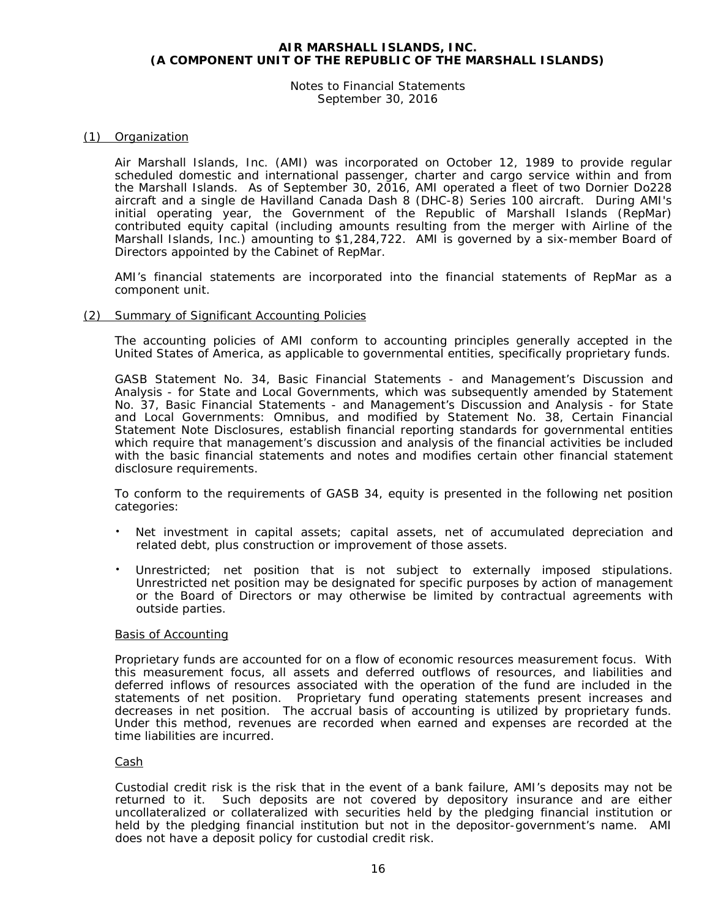**AIR MARSHALL ISLANDS, INC.**
**(A COMPONENT UNIT OF THE REPUBLIC OF THE MARSHALL ISLANDS)**

Notes to Financial Statements
September 30, 2016

## (1) Organization

Air Marshall Islands, Inc. (AMI) was incorporated on October 12, 1989 to provide regular scheduled domestic and international passenger, charter and cargo service within and from the Marshall Islands. As of September 30, 2016, AMI operated a fleet of two Dornier Do228 aircraft and a single de Havilland Canada Dash 8 (DHC-8) Series 100 aircraft. During AMI's initial operating year, the Government of the Republic of Marshall Islands (RepMar) contributed equity capital (including amounts resulting from the merger with Airline of the Marshall Islands, Inc.) amounting to $1,284,722. AMI is governed by a six-member Board of Directors appointed by the Cabinet of RepMar.

AMI's financial statements are incorporated into the financial statements of RepMar as a component unit.

## (2) Summary of Significant Accounting Policies

The accounting policies of AMI conform to accounting principles generally accepted in the United States of America, as applicable to governmental entities, specifically proprietary funds.

GASB Statement No. 34, Basic Financial Statements - and Management's Discussion and Analysis - for State and Local Governments, which was subsequently amended by Statement No. 37, Basic Financial Statements - and Management's Discussion and Analysis - for State and Local Governments: Omnibus, and modified by Statement No. 38, Certain Financial Statement Note Disclosures, establish financial reporting standards for governmental entities which require that management's discussion and analysis of the financial activities be included with the basic financial statements and notes and modifies certain other financial statement disclosure requirements.

To conform to the requirements of GASB 34, equity is presented in the following net position categories:

- Net investment in capital assets; capital assets, net of accumulated depreciation and related debt, plus construction or improvement of those assets.
- Unrestricted; net position that is not subject to externally imposed stipulations. Unrestricted net position may be designated for specific purposes by action of management or the Board of Directors or may otherwise be limited by contractual agreements with outside parties.

### Basis of Accounting

Proprietary funds are accounted for on a flow of economic resources measurement focus. With this measurement focus, all assets and deferred outflows of resources, and liabilities and deferred inflows of resources associated with the operation of the fund are included in the statements of net position. Proprietary fund operating statements present increases and decreases in net position. The accrual basis of accounting is utilized by proprietary funds. Under this method, revenues are recorded when earned and expenses are recorded at the time liabilities are incurred.

### Cash

Custodial credit risk is the risk that in the event of a bank failure, AMI's deposits may not be returned to it. Such deposits are not covered by depository insurance and are either uncollateralized or collateralized with securities held by the pledging financial institution or held by the pledging financial institution but not in the depositor-government's name. AMI does not have a deposit policy for custodial credit risk.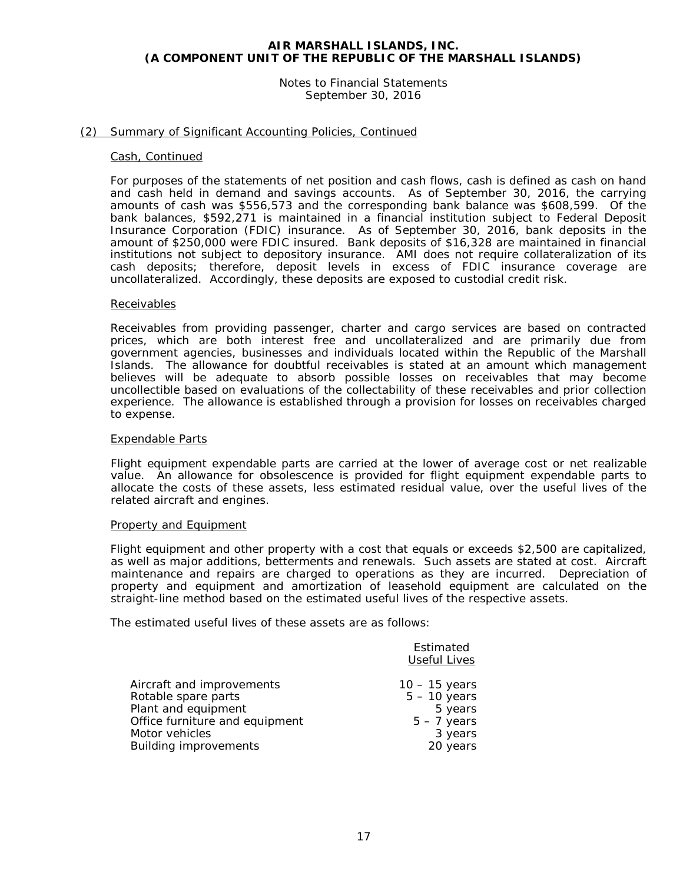## (2) Summary of Significant Accounting Policies, Continued

### Cash, Continued

For purposes of the statements of net position and cash flows, cash is defined as cash on hand and cash held in demand and savings accounts. As of September 30, 2016, the carrying amounts of cash was $556,573 and the corresponding bank balance was $608,599. Of the bank balances, $592,271 is maintained in a financial institution subject to Federal Deposit Insurance Corporation (FDIC) insurance. As of September 30, 2016, bank deposits in the amount of $250,000 were FDIC insured. Bank deposits of $16,328 are maintained in financial institutions not subject to depository insurance. AMI does not require collateralization of its cash deposits; therefore, deposit levels in excess of FDIC insurance coverage are uncollateralized. Accordingly, these deposits are exposed to custodial credit risk.

### Receivables

Receivables from providing passenger, charter and cargo services are based on contracted prices, which are both interest free and uncollateralized and are primarily due from government agencies, businesses and individuals located within the Republic of the Marshall Islands. The allowance for doubtful receivables is stated at an amount which management believes will be adequate to absorb possible losses on receivables that may become uncollectible based on evaluations of the collectability of these receivables and prior collection experience. The allowance is established through a provision for losses on receivables charged to expense.

### Expendable Parts

Flight equipment expendable parts are carried at the lower of average cost or net realizable value. An allowance for obsolescence is provided for flight equipment expendable parts to allocate the costs of these assets, less estimated residual value, over the useful lives of the related aircraft and engines.

### Property and Equipment

Flight equipment and other property with a cost that equals or exceeds $2,500 are capitalized, as well as major additions, betterments and renewals. Such assets are stated at cost. Aircraft maintenance and repairs are charged to operations as they are incurred. Depreciation of property and equipment and amortization of leasehold equipment are calculated on the straight-line method based on the estimated useful lives of the respective assets.

The estimated useful lives of these assets are as follows:

| | Estimated Useful Lives |
|---|---|
| Aircraft and improvements | 10 – 15 years |
| Rotable spare parts | 5 – 10 years |
| Plant and equipment | 5 years |
| Office furniture and equipment | 5 – 7 years |
| Motor vehicles | 3 years |
| Building improvements | 20 years |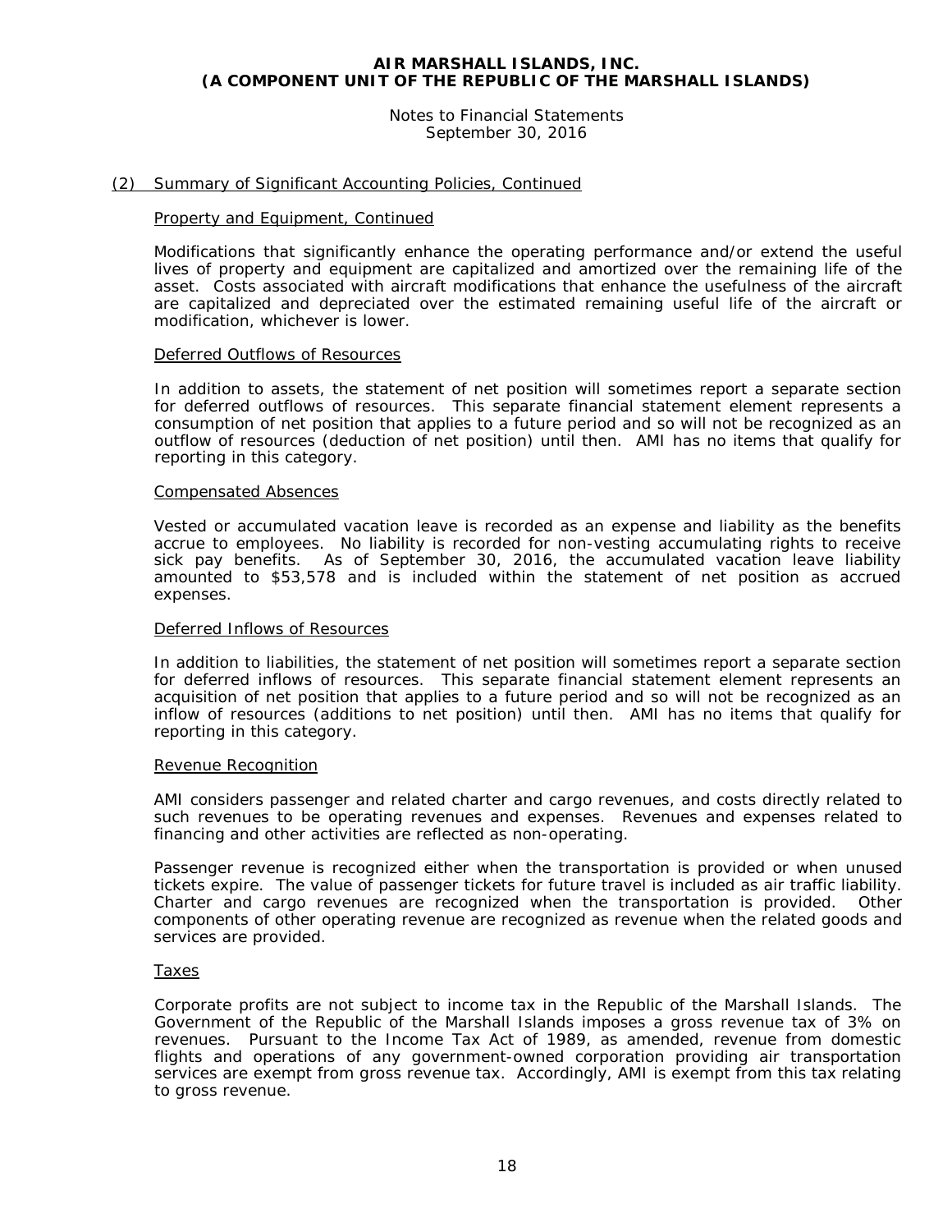## (2) Summary of Significant Accounting Policies, Continued

### Property and Equipment, Continued

Modifications that significantly enhance the operating performance and/or extend the useful lives of property and equipment are capitalized and amortized over the remaining life of the asset. Costs associated with aircraft modifications that enhance the usefulness of the aircraft are capitalized and depreciated over the estimated remaining useful life of the aircraft or modification, whichever is lower.

### Deferred Outflows of Resources

In addition to assets, the statement of net position will sometimes report a separate section for deferred outflows of resources. This separate financial statement element represents a consumption of net position that applies to a future period and so will not be recognized as an outflow of resources (deduction of net position) until then. AMI has no items that qualify for reporting in this category.

### Compensated Absences

Vested or accumulated vacation leave is recorded as an expense and liability as the benefits accrue to employees. No liability is recorded for non-vesting accumulating rights to receive sick pay benefits. As of September 30, 2016, the accumulated vacation leave liability amounted to $53,578 and is included within the statement of net position as accrued expenses.

### Deferred Inflows of Resources

In addition to liabilities, the statement of net position will sometimes report a separate section for deferred inflows of resources. This separate financial statement element represents an acquisition of net position that applies to a future period and so will not be recognized as an inflow of resources (additions to net position) until then. AMI has no items that qualify for reporting in this category.

### Revenue Recognition

AMI considers passenger and related charter and cargo revenues, and costs directly related to such revenues to be operating revenues and expenses. Revenues and expenses related to financing and other activities are reflected as non-operating.

Passenger revenue is recognized either when the transportation is provided or when unused tickets expire. The value of passenger tickets for future travel is included as air traffic liability. Charter and cargo revenues are recognized when the transportation is provided. Other components of other operating revenue are recognized as revenue when the related goods and services are provided.

### Taxes

Corporate profits are not subject to income tax in the Republic of the Marshall Islands. The Government of the Republic of the Marshall Islands imposes a gross revenue tax of 3% on revenues. Pursuant to the Income Tax Act of 1989, as amended, revenue from domestic flights and operations of any government-owned corporation providing air transportation services are exempt from gross revenue tax. Accordingly, AMI is exempt from this tax relating to gross revenue.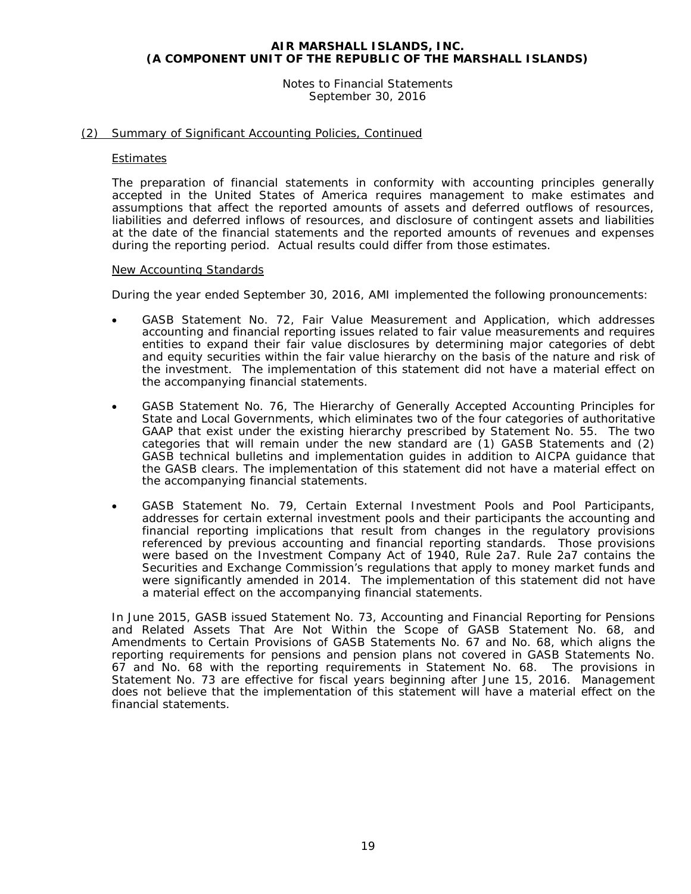## (2) Summary of Significant Accounting Policies, Continued

### Estimates

The preparation of financial statements in conformity with accounting principles generally accepted in the United States of America requires management to make estimates and assumptions that affect the reported amounts of assets and deferred outflows of resources, liabilities and deferred inflows of resources, and disclosure of contingent assets and liabilities at the date of the financial statements and the reported amounts of revenues and expenses during the reporting period. Actual results could differ from those estimates.

### New Accounting Standards

During the year ended September 30, 2016, AMI implemented the following pronouncements:

- GASB Statement No. 72, Fair Value Measurement and Application, which addresses accounting and financial reporting issues related to fair value measurements and requires entities to expand their fair value disclosures by determining major categories of debt and equity securities within the fair value hierarchy on the basis of the nature and risk of the investment. The implementation of this statement did not have a material effect on the accompanying financial statements.

- GASB Statement No. 76, The Hierarchy of Generally Accepted Accounting Principles for State and Local Governments, which eliminates two of the four categories of authoritative GAAP that exist under the existing hierarchy prescribed by Statement No. 55. The two categories that will remain under the new standard are (1) GASB Statements and (2) GASB technical bulletins and implementation guides in addition to AICPA guidance that the GASB clears. The implementation of this statement did not have a material effect on the accompanying financial statements.

- GASB Statement No. 79, Certain External Investment Pools and Pool Participants, addresses for certain external investment pools and their participants the accounting and financial reporting implications that result from changes in the regulatory provisions referenced by previous accounting and financial reporting standards. Those provisions were based on the Investment Company Act of 1940, Rule 2a7. Rule 2a7 contains the Securities and Exchange Commission's regulations that apply to money market funds and were significantly amended in 2014. The implementation of this statement did not have a material effect on the accompanying financial statements.

In June 2015, GASB issued Statement No. 73, Accounting and Financial Reporting for Pensions and Related Assets That Are Not Within the Scope of GASB Statement No. 68, and Amendments to Certain Provisions of GASB Statements No. 67 and No. 68, which aligns the reporting requirements for pensions and pension plans not covered in GASB Statements No. 67 and No. 68 with the reporting requirements in Statement No. 68. The provisions in Statement No. 73 are effective for fiscal years beginning after June 15, 2016. Management does not believe that the implementation of this statement will have a material effect on the financial statements.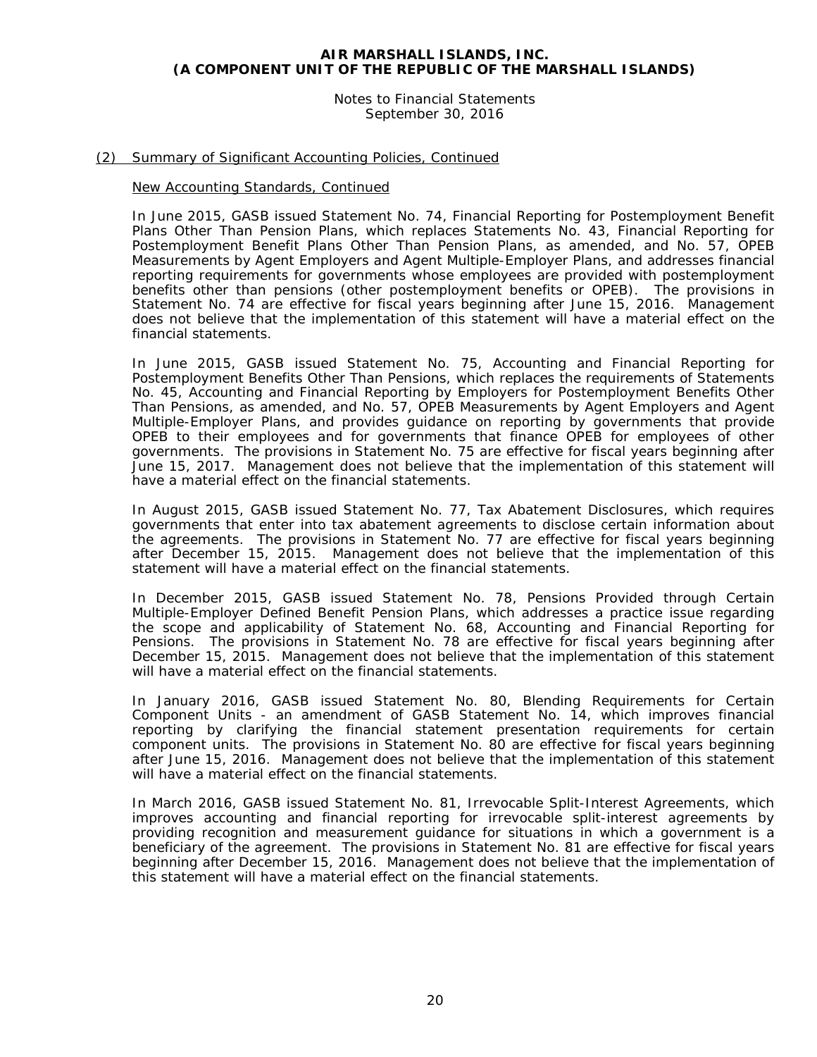## (2) Summary of Significant Accounting Policies, Continued

### New Accounting Standards, Continued

In June 2015, GASB issued Statement No. 74, Financial Reporting for Postemployment Benefit Plans Other Than Pension Plans, which replaces Statements No. 43, Financial Reporting for Postemployment Benefit Plans Other Than Pension Plans, as amended, and No. 57, OPEB Measurements by Agent Employers and Agent Multiple-Employer Plans, and addresses financial reporting requirements for governments whose employees are provided with postemployment benefits other than pensions (other postemployment benefits or OPEB). The provisions in Statement No. 74 are effective for fiscal years beginning after June 15, 2016. Management does not believe that the implementation of this statement will have a material effect on the financial statements.

In June 2015, GASB issued Statement No. 75, Accounting and Financial Reporting for Postemployment Benefits Other Than Pensions, which replaces the requirements of Statements No. 45, Accounting and Financial Reporting by Employers for Postemployment Benefits Other Than Pensions, as amended, and No. 57, OPEB Measurements by Agent Employers and Agent Multiple-Employer Plans, and provides guidance on reporting by governments that provide OPEB to their employees and for governments that finance OPEB for employees of other governments. The provisions in Statement No. 75 are effective for fiscal years beginning after June 15, 2017. Management does not believe that the implementation of this statement will have a material effect on the financial statements.

In August 2015, GASB issued Statement No. 77, Tax Abatement Disclosures, which requires governments that enter into tax abatement agreements to disclose certain information about the agreements. The provisions in Statement No. 77 are effective for fiscal years beginning after December 15, 2015. Management does not believe that the implementation of this statement will have a material effect on the financial statements.

In December 2015, GASB issued Statement No. 78, Pensions Provided through Certain Multiple-Employer Defined Benefit Pension Plans, which addresses a practice issue regarding the scope and applicability of Statement No. 68, Accounting and Financial Reporting for Pensions. The provisions in Statement No. 78 are effective for fiscal years beginning after December 15, 2015. Management does not believe that the implementation of this statement will have a material effect on the financial statements.

In January 2016, GASB issued Statement No. 80, Blending Requirements for Certain Component Units - an amendment of GASB Statement No. 14, which improves financial reporting by clarifying the financial statement presentation requirements for certain component units. The provisions in Statement No. 80 are effective for fiscal years beginning after June 15, 2016. Management does not believe that the implementation of this statement will have a material effect on the financial statements.

In March 2016, GASB issued Statement No. 81, Irrevocable Split-Interest Agreements, which improves accounting and financial reporting for irrevocable split-interest agreements by providing recognition and measurement guidance for situations in which a government is a beneficiary of the agreement. The provisions in Statement No. 81 are effective for fiscal years beginning after December 15, 2016. Management does not believe that the implementation of this statement will have a material effect on the financial statements.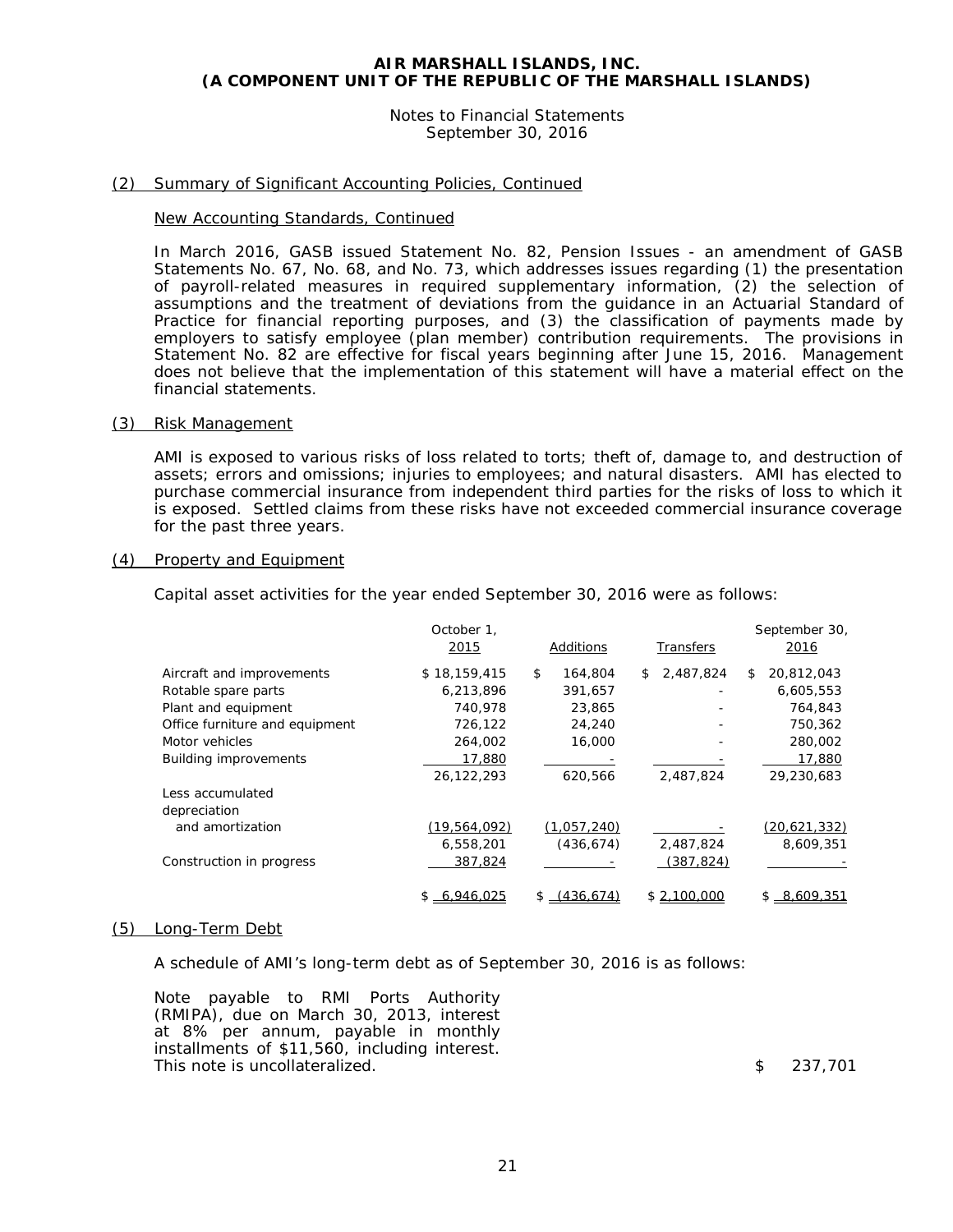AIR MARSHALL ISLANDS, INC.
(A COMPONENT UNIT OF THE REPUBLIC OF THE MARSHALL ISLANDS)

Notes to Financial Statements
September 30, 2016

## (2) Summary of Significant Accounting Policies, Continued

### New Accounting Standards, Continued

In March 2016, GASB issued Statement No. 82, Pension Issues - an amendment of GASB Statements No. 67, No. 68, and No. 73, which addresses issues regarding (1) the presentation of payroll-related measures in required supplementary information, (2) the selection of assumptions and the treatment of deviations from the guidance in an Actuarial Standard of Practice for financial reporting purposes, and (3) the classification of payments made by employers to satisfy employee (plan member) contribution requirements. The provisions in Statement No. 82 are effective for fiscal years beginning after June 15, 2016. Management does not believe that the implementation of this statement will have a material effect on the financial statements.

## (3) Risk Management

AMI is exposed to various risks of loss related to torts; theft of, damage to, and destruction of assets; errors and omissions; injuries to employees; and natural disasters. AMI has elected to purchase commercial insurance from independent third parties for the risks of loss to which it is exposed. Settled claims from these risks have not exceeded commercial insurance coverage for the past three years.

## (4) Property and Equipment

Capital asset activities for the year ended September 30, 2016 were as follows:

| | October 1, 2015 | Additions | Transfers | September 30, 2016 |
|---|---|---|---|---|
| Aircraft and improvements | $ 18,159,415 | $ 164,804 | $ 2,487,824 | $ 20,812,043 |
| Rotable spare parts | 6,213,896 | 391,657 | - | 6,605,553 |
| Plant and equipment | 740,978 | 23,865 | - | 764,843 |
| Office furniture and equipment | 726,122 | 24,240 | - | 750,362 |
| Motor vehicles | 264,002 | 16,000 | - | 280,002 |
| Building improvements | 17,880 | - | - | 17,880 |
| | 26,122,293 | 620,566 | 2,487,824 | 29,230,683 |
| Less accumulated depreciation and amortization | (19,564,092) | (1,057,240) | - | (20,621,332) |
| | 6,558,201 | (436,674) | 2,487,824 | 8,609,351 |
| Construction in progress | 387,824 | - | (387,824) | - |
| | $ 6,946,025 | $ (436,674) | $ 2,100,000 | $ 8,609,351 |

## (5) Long-Term Debt

A schedule of AMI's long-term debt as of September 30, 2016 is as follows:

| | |
|---|---|
| Note payable to RMI Ports Authority (RMIPA), due on March 30, 2013, interest at 8% per annum, payable in monthly installments of $11,560, including interest. This note is uncollateralized. | $ 237,701 |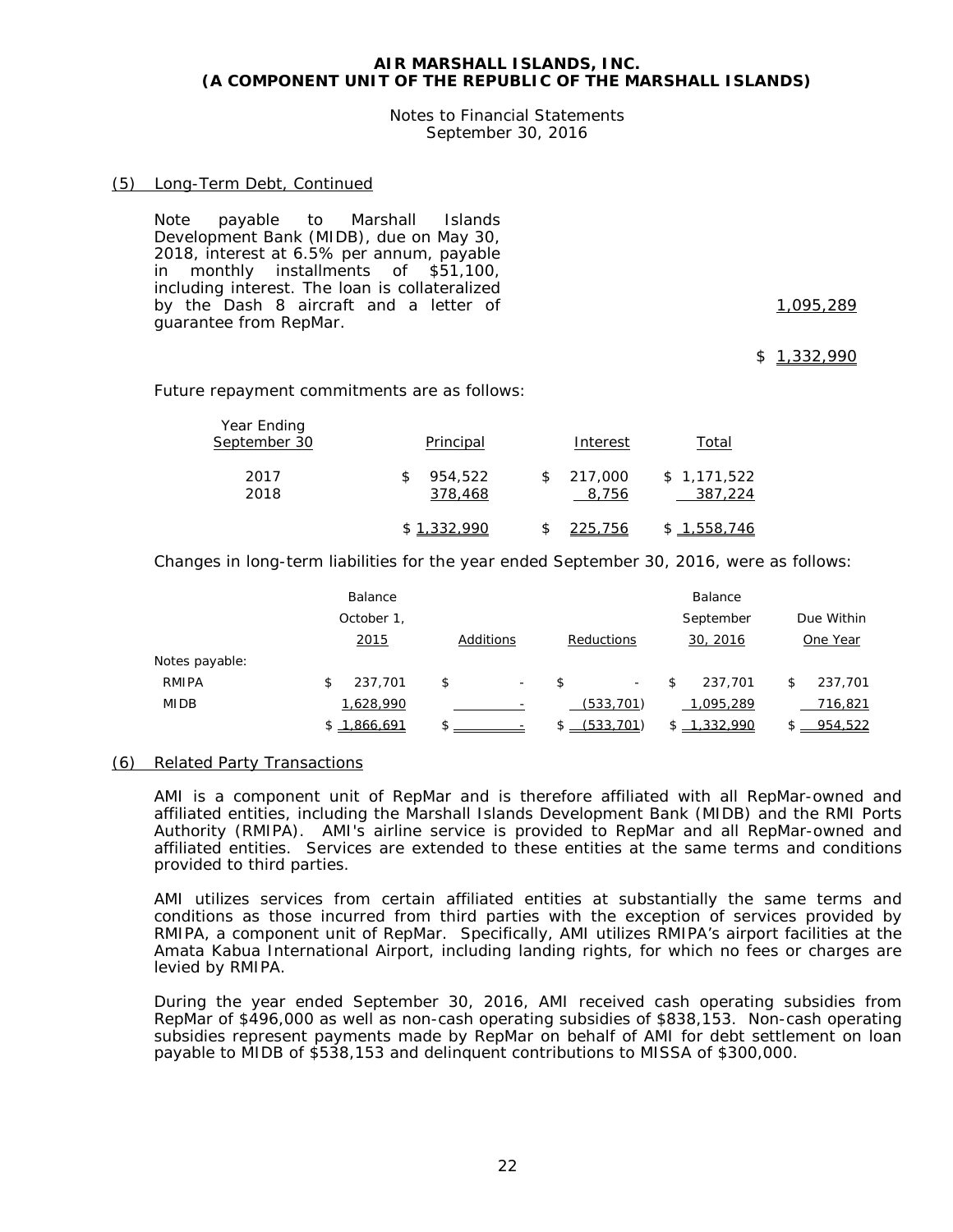### (5) Long-Term Debt, Continued

| | |
|---|---|
| Note payable to Marshall Islands Development Bank (MIDB), due on May 30, 2018, interest at 6.5% per annum, payable in monthly installments of $51,100, including interest. The loan is collateralized by the Dash 8 aircraft and a letter of guarantee from RepMar. | 1,095,289 |
| | $ 1,332,990 |

Future repayment commitments are as follows:

| Year Ending September 30 | Principal | Interest | Total |
|---|---|---|---|
| 2017 | $ 954,522 | $ 217,000 | $ 1,171,522 |
| 2018 | 378,468 | 8,756 | 387,224 |
| | $ 1,332,990 | $ 225,756 | $ 1,558,746 |

Changes in long-term liabilities for the year ended September 30, 2016, were as follows:

| | Balance October 1, 2015 | Additions | Reductions | Balance September 30, 2016 | Due Within One Year |
|---|---|---|---|---|---|
| Notes payable: | | | | | |
| RMIPA | $ 237,701 | $ - | $ - | $ 237,701 | $ 237,701 |
| MIDB | 1,628,990 | - | (533,701) | 1,095,289 | 716,821 |
| | $ 1,866,691 | $ - | $ (533,701) | $ 1,332,990 | $ 954,522 |

### (6) Related Party Transactions

AMI is a component unit of RepMar and is therefore affiliated with all RepMar-owned and affiliated entities, including the Marshall Islands Development Bank (MIDB) and the RMI Ports Authority (RMIPA). AMI's airline service is provided to RepMar and all RepMar-owned and affiliated entities. Services are extended to these entities at the same terms and conditions provided to third parties.

AMI utilizes services from certain affiliated entities at substantially the same terms and conditions as those incurred from third parties with the exception of services provided by RMIPA, a component unit of RepMar. Specifically, AMI utilizes RMIPA's airport facilities at the Amata Kabua International Airport, including landing rights, for which no fees or charges are levied by RMIPA.

During the year ended September 30, 2016, AMI received cash operating subsidies from RepMar of $496,000 as well as non-cash operating subsidies of $838,153. Non-cash operating subsidies represent payments made by RepMar on behalf of AMI for debt settlement on loan payable to MIDB of $538,153 and delinquent contributions to MISSA of $300,000.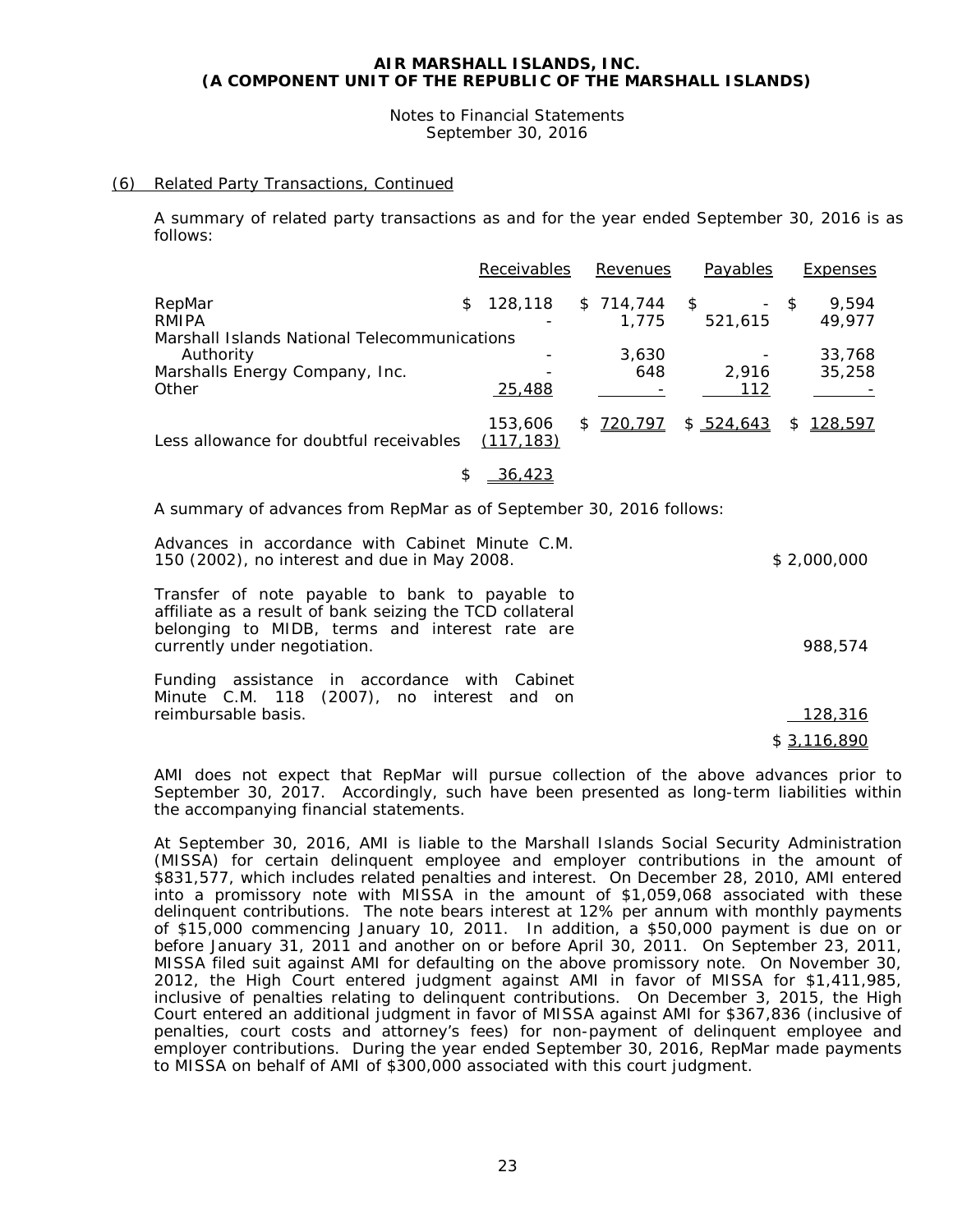AIR MARSHALL ISLANDS, INC.
(A COMPONENT UNIT OF THE REPUBLIC OF THE MARSHALL ISLANDS)

Notes to Financial Statements
September 30, 2016

## (6) Related Party Transactions, Continued

A summary of related party transactions as and for the year ended September 30, 2016 is as follows:

| | Receivables | Revenues | Payables | Expenses |
|---|---|---|---|---|
| RepMar | $ 128,118 | $ 714,744 | $ - | $ 9,594 |
| RMIPA | - | 1,775 | 521,615 | 49,977 |
| Marshall Islands National Telecommunications Authority | - | 3,630 | - | 33,768 |
| Marshalls Energy Company, Inc. | - | 648 | 2,916 | 35,258 |
| Other | 25,488 | - | 112 | - |
| | 153,606 | $ 720,797 | $ 524,643 | $ 128,597 |
| Less allowance for doubtful receivables | (117,183) | | | |
| | $ 36,423 | | | |

A summary of advances from RepMar as of September 30, 2016 follows:

| | |
|---|---|
| Advances in accordance with Cabinet Minute C.M. 150 (2002), no interest and due in May 2008. | $ 2,000,000 |
| Transfer of note payable to bank to payable to affiliate as a result of bank seizing the TCD collateral belonging to MIDB, terms and interest rate are currently under negotiation. | 988,574 |
| Funding assistance in accordance with Cabinet Minute C.M. 118 (2007), no interest and on reimbursable basis. | 128,316 |
| | $ 3,116,890 |

AMI does not expect that RepMar will pursue collection of the above advances prior to September 30, 2017. Accordingly, such have been presented as long-term liabilities within the accompanying financial statements.

At September 30, 2016, AMI is liable to the Marshall Islands Social Security Administration (MISSA) for certain delinquent employee and employer contributions in the amount of $831,577, which includes related penalties and interest. On December 28, 2010, AMI entered into a promissory note with MISSA in the amount of $1,059,068 associated with these delinquent contributions. The note bears interest at 12% per annum with monthly payments of $15,000 commencing January 10, 2011. In addition, a $50,000 payment is due on or before January 31, 2011 and another on or before April 30, 2011. On September 23, 2011, MISSA filed suit against AMI for defaulting on the above promissory note. On November 30, 2012, the High Court entered judgment against AMI in favor of MISSA for $1,411,985, inclusive of penalties relating to delinquent contributions. On December 3, 2015, the High Court entered an additional judgment in favor of MISSA against AMI for $367,836 (inclusive of penalties, court costs and attorney's fees) for non-payment of delinquent employee and employer contributions. During the year ended September 30, 2016, RepMar made payments to MISSA on behalf of AMI of $300,000 associated with this court judgment.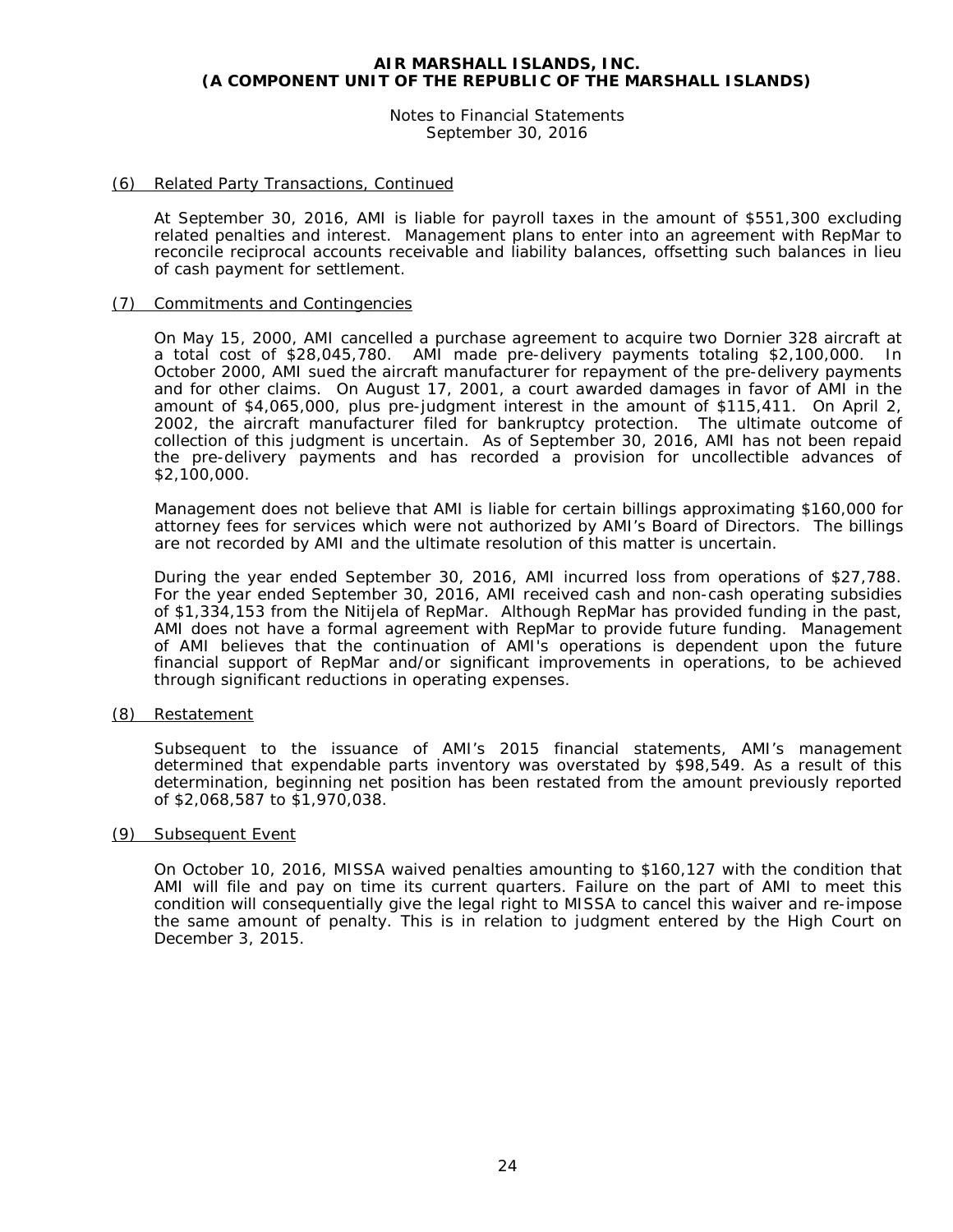**AIR MARSHALL ISLANDS, INC.**
**(A COMPONENT UNIT OF THE REPUBLIC OF THE MARSHALL ISLANDS)**

Notes to Financial Statements
September 30, 2016

## (6) Related Party Transactions, Continued

At September 30, 2016, AMI is liable for payroll taxes in the amount of $551,300 excluding related penalties and interest. Management plans to enter into an agreement with RepMar to reconcile reciprocal accounts receivable and liability balances, offsetting such balances in lieu of cash payment for settlement.

## (7) Commitments and Contingencies

On May 15, 2000, AMI cancelled a purchase agreement to acquire two Dornier 328 aircraft at a total cost of $28,045,780. AMI made pre-delivery payments totaling $2,100,000. In October 2000, AMI sued the aircraft manufacturer for repayment of the pre-delivery payments and for other claims. On August 17, 2001, a court awarded damages in favor of AMI in the amount of $4,065,000, plus pre-judgment interest in the amount of $115,411. On April 2, 2002, the aircraft manufacturer filed for bankruptcy protection. The ultimate outcome of collection of this judgment is uncertain. As of September 30, 2016, AMI has not been repaid the pre-delivery payments and has recorded a provision for uncollectible advances of $2,100,000.

Management does not believe that AMI is liable for certain billings approximating $160,000 for attorney fees for services which were not authorized by AMI's Board of Directors. The billings are not recorded by AMI and the ultimate resolution of this matter is uncertain.

During the year ended September 30, 2016, AMI incurred loss from operations of $27,788. For the year ended September 30, 2016, AMI received cash and non-cash operating subsidies of $1,334,153 from the Nitijela of RepMar. Although RepMar has provided funding in the past, AMI does not have a formal agreement with RepMar to provide future funding. Management of AMI believes that the continuation of AMI's operations is dependent upon the future financial support of RepMar and/or significant improvements in operations, to be achieved through significant reductions in operating expenses.

## (8) Restatement

Subsequent to the issuance of AMI's 2015 financial statements, AMI's management determined that expendable parts inventory was overstated by $98,549. As a result of this determination, beginning net position has been restated from the amount previously reported of $2,068,587 to $1,970,038.

## (9) Subsequent Event

On October 10, 2016, MISSA waived penalties amounting to $160,127 with the condition that AMI will file and pay on time its current quarters. Failure on the part of AMI to meet this condition will consequentially give the legal right to MISSA to cancel this waiver and re-impose the same amount of penalty. This is in relation to judgment entered by the High Court on December 3, 2015.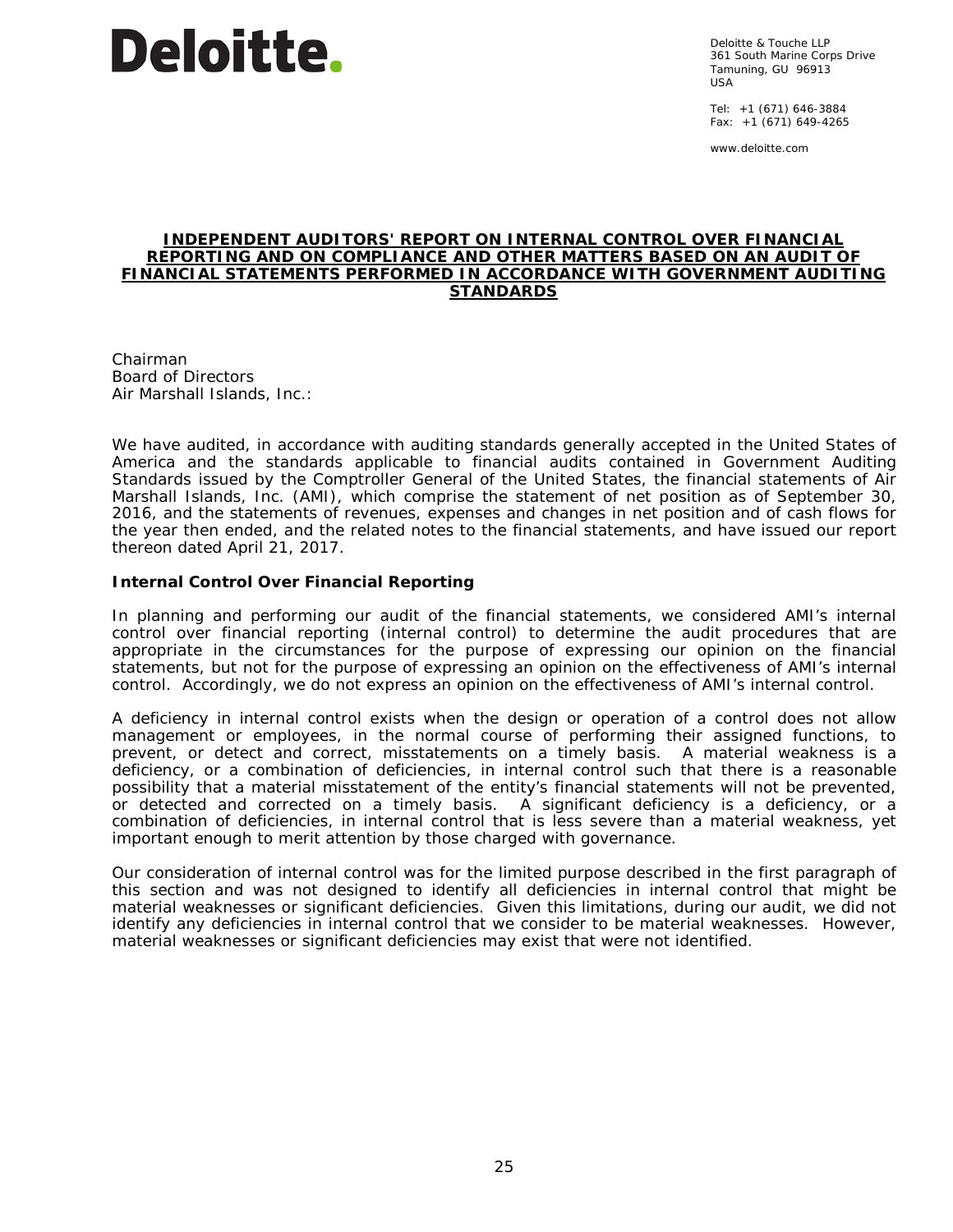**Deloitte.**

Deloitte & Touche LLP
361 South Marine Corps Drive
Tamuning, GU 96913
USA

Tel: +1 (671) 646-3884
Fax: +1 (671) 649-4265

www.deloitte.com

# INDEPENDENT AUDITORS' REPORT ON INTERNAL CONTROL OVER FINANCIAL REPORTING AND ON COMPLIANCE AND OTHER MATTERS BASED ON AN AUDIT OF FINANCIAL STATEMENTS PERFORMED IN ACCORDANCE WITH GOVERNMENT AUDITING STANDARDS

Chairman
Board of Directors
Air Marshall Islands, Inc.:

We have audited, in accordance with auditing standards generally accepted in the United States of America and the standards applicable to financial audits contained in Government Auditing Standards issued by the Comptroller General of the United States, the financial statements of Air Marshall Islands, Inc. (AMI), which comprise the statement of net position as of September 30, 2016, and the statements of revenues, expenses and changes in net position and of cash flows for the year then ended, and the related notes to the financial statements, and have issued our report thereon dated April 21, 2017.

**Internal Control Over Financial Reporting**

In planning and performing our audit of the financial statements, we considered AMI's internal control over financial reporting (internal control) to determine the audit procedures that are appropriate in the circumstances for the purpose of expressing our opinion on the financial statements, but not for the purpose of expressing an opinion on the effectiveness of AMI's internal control. Accordingly, we do not express an opinion on the effectiveness of AMI's internal control.

A deficiency in internal control exists when the design or operation of a control does not allow management or employees, in the normal course of performing their assigned functions, to prevent, or detect and correct, misstatements on a timely basis. A material weakness is a deficiency, or a combination of deficiencies, in internal control such that there is a reasonable possibility that a material misstatement of the entity's financial statements will not be prevented, or detected and corrected on a timely basis. A significant deficiency is a deficiency, or a combination of deficiencies, in internal control that is less severe than a material weakness, yet important enough to merit attention by those charged with governance.

Our consideration of internal control was for the limited purpose described in the first paragraph of this section and was not designed to identify all deficiencies in internal control that might be material weaknesses or significant deficiencies. Given this limitations, during our audit, we did not identify any deficiencies in internal control that we consider to be material weaknesses. However, material weaknesses or significant deficiencies may exist that were not identified.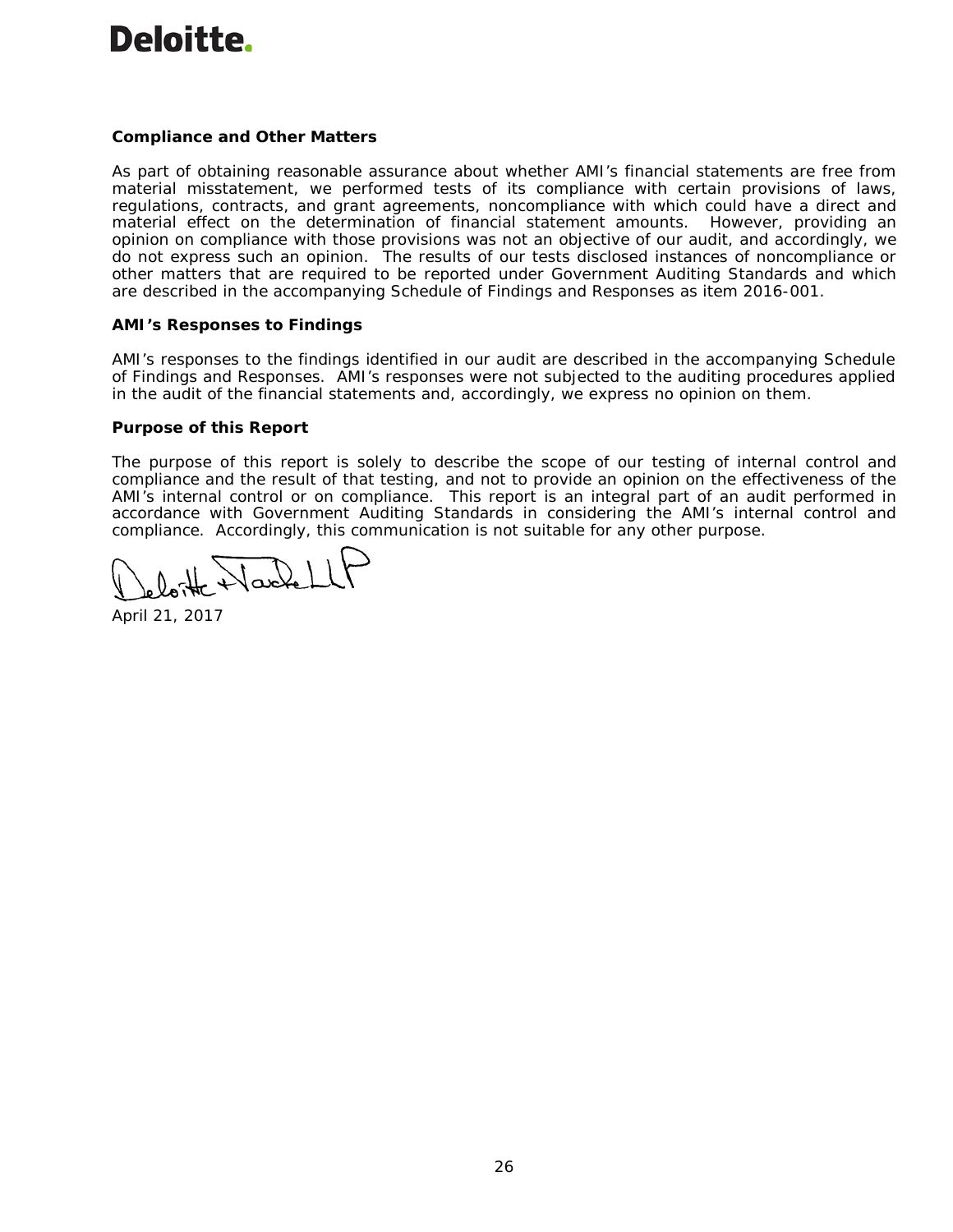**Deloitte.**

**Compliance and Other Matters**

As part of obtaining reasonable assurance about whether AMI's financial statements are free from material misstatement, we performed tests of its compliance with certain provisions of laws, regulations, contracts, and grant agreements, noncompliance with which could have a direct and material effect on the determination of financial statement amounts. However, providing an opinion on compliance with those provisions was not an objective of our audit, and accordingly, we do not express such an opinion. The results of our tests disclosed instances of noncompliance or other matters that are required to be reported under Government Auditing Standards and which are described in the accompanying Schedule of Findings and Responses as item 2016-001.

**AMI's Responses to Findings**

AMI's responses to the findings identified in our audit are described in the accompanying Schedule of Findings and Responses. AMI's responses were not subjected to the auditing procedures applied in the audit of the financial statements and, accordingly, we express no opinion on them.

**Purpose of this Report**

The purpose of this report is solely to describe the scope of our testing of internal control and compliance and the result of that testing, and not to provide an opinion on the effectiveness of the AMI's internal control or on compliance. This report is an integral part of an audit performed in accordance with Government Auditing Standards in considering the AMI's internal control and compliance. Accordingly, this communication is not suitable for any other purpose.

Deloitte & Touche LLP

April 21, 2017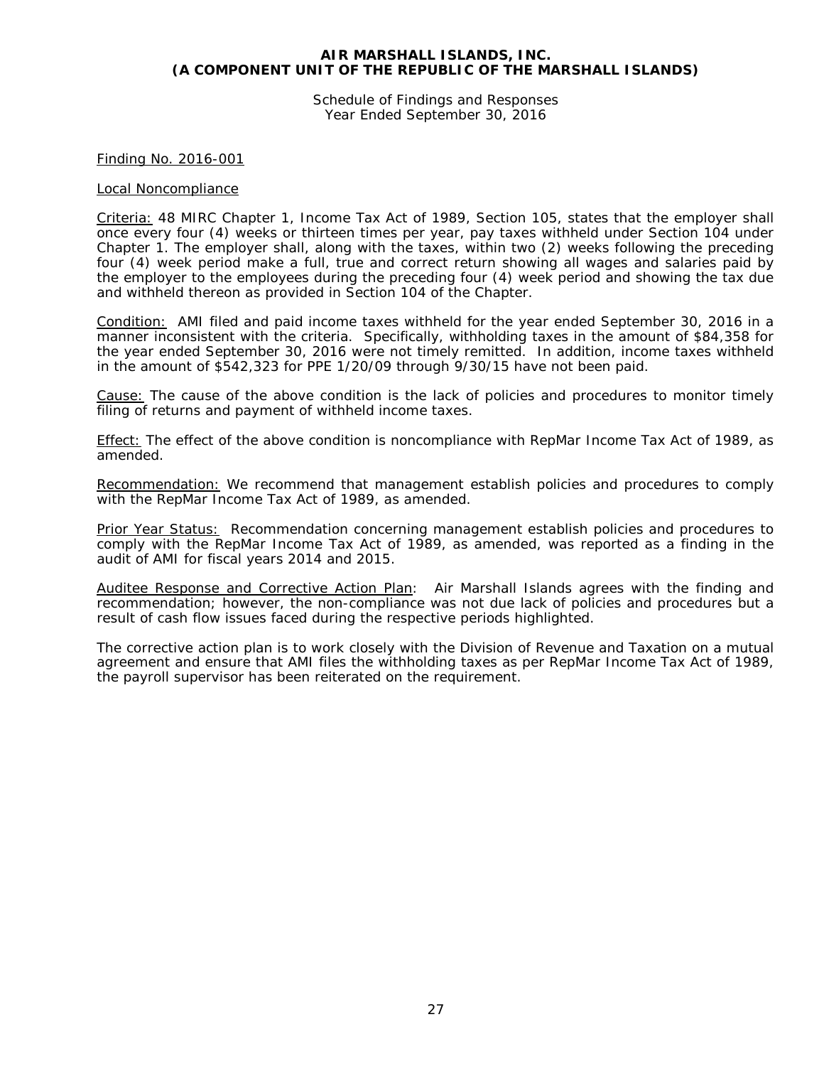**AIR MARSHALL ISLANDS, INC.**
**(A COMPONENT UNIT OF THE REPUBLIC OF THE MARSHALL ISLANDS)**

Schedule of Findings and Responses
Year Ended September 30, 2016

Finding No. 2016-001

Local Noncompliance

Criteria: 48 MIRC Chapter 1, Income Tax Act of 1989, Section 105, states that the employer shall once every four (4) weeks or thirteen times per year, pay taxes withheld under Section 104 under Chapter 1. The employer shall, along with the taxes, within two (2) weeks following the preceding four (4) week period make a full, true and correct return showing all wages and salaries paid by the employer to the employees during the preceding four (4) week period and showing the tax due and withheld thereon as provided in Section 104 of the Chapter.

Condition: AMI filed and paid income taxes withheld for the year ended September 30, 2016 in a manner inconsistent with the criteria. Specifically, withholding taxes in the amount of $84,358 for the year ended September 30, 2016 were not timely remitted. In addition, income taxes withheld in the amount of $542,323 for PPE 1/20/09 through 9/30/15 have not been paid.

Cause: The cause of the above condition is the lack of policies and procedures to monitor timely filing of returns and payment of withheld income taxes.

Effect: The effect of the above condition is noncompliance with RepMar Income Tax Act of 1989, as amended.

Recommendation: We recommend that management establish policies and procedures to comply with the RepMar Income Tax Act of 1989, as amended.

Prior Year Status: Recommendation concerning management establish policies and procedures to comply with the RepMar Income Tax Act of 1989, as amended, was reported as a finding in the audit of AMI for fiscal years 2014 and 2015.

Auditee Response and Corrective Action Plan: Air Marshall Islands agrees with the finding and recommendation; however, the non-compliance was not due lack of policies and procedures but a result of cash flow issues faced during the respective periods highlighted.

The corrective action plan is to work closely with the Division of Revenue and Taxation on a mutual agreement and ensure that AMI files the withholding taxes as per RepMar Income Tax Act of 1989, the payroll supervisor has been reiterated on the requirement.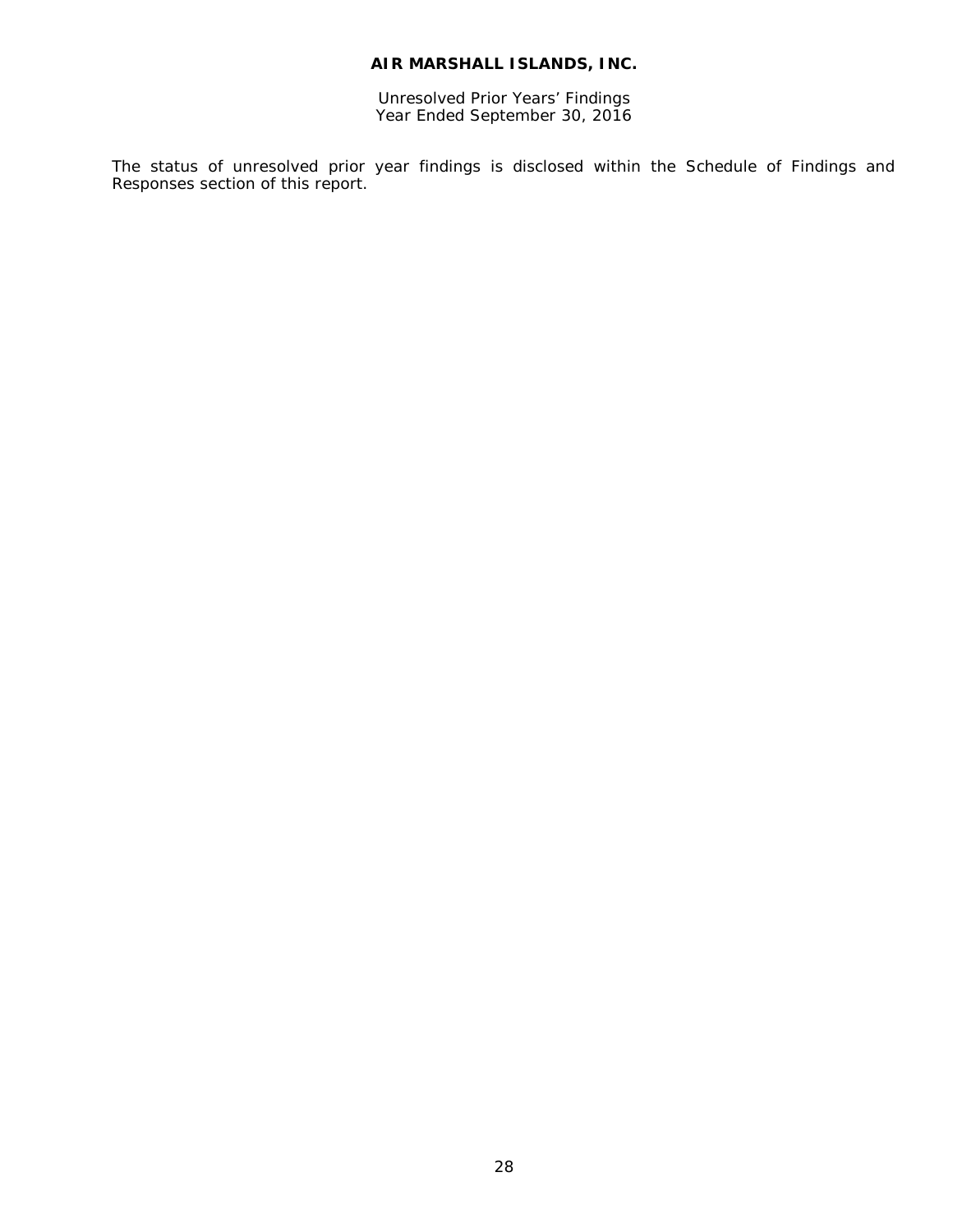# AIR MARSHALL ISLANDS, INC.

Unresolved Prior Years' Findings
Year Ended September 30, 2016

The status of unresolved prior year findings is disclosed within the Schedule of Findings and Responses section of this report.